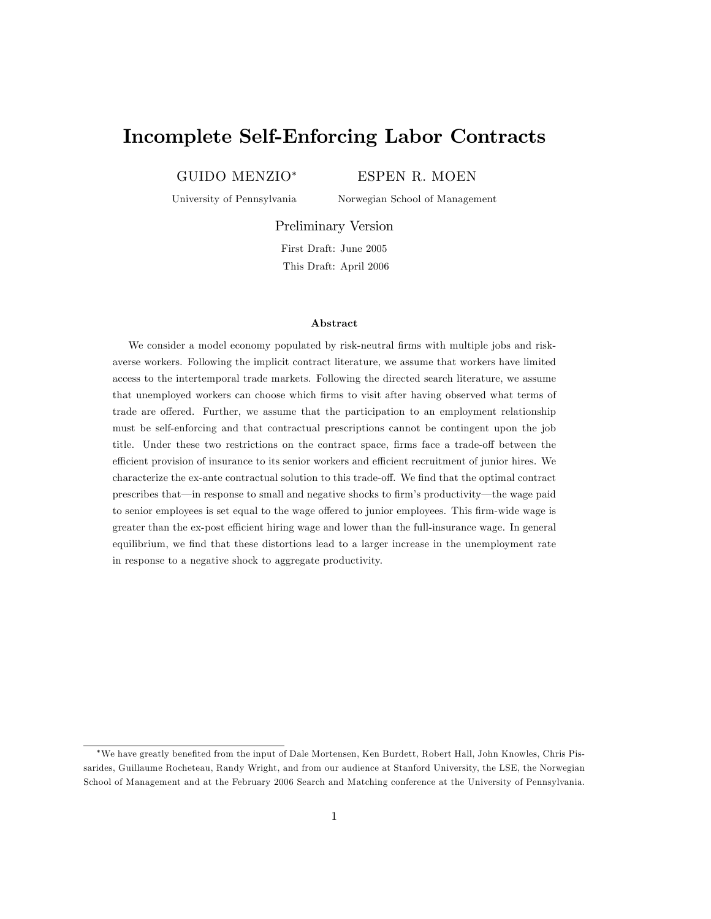# Incomplete Self-Enforcing Labor Contracts

GUIDO MENZIO[*] ESPEN R. MOEN

University of Pennsylvania Norwegian School of Management

Preliminary Version

First Draft: June 2005

This Draft: April 2006

### Abstract

We consider a model economy populated by risk-neutral firms with multiple jobs and risk-averse workers. Following the implicit contract literature, we assume that workers have limited access to the intertemporal trade markets. Following the directed search literature, we assume that unemployed workers can choose which firms to visit after having observed what terms of trade are offered. Further, we assume that the participation to an employment relationship must be self-enforcing and that contractual prescriptions cannot be contingent upon the job title. Under these two restrictions on the contract space, firms face a trade-off between the efficient provision of insurance to its senior workers and efficient recruitment of junior hires. We characterize the ex-ante contractual solution to this trade-off. We find that the optimal contract prescribes that—in response to small and negative shocks to firm's productivity—the wage paid to senior employees is set equal to the wage offered to junior employees. This firm-wide wage is greater than the ex-post efficient hiring wage and lower than the full-insurance wage. In general equilibrium, we find that these distortions lead to a larger increase in the unemployment rate in response to a negative shock to aggregate productivity.

---

[*] We have greatly benefited from the input of Dale Mortensen, Ken Burdett, Robert Hall, John Knowles, Chris Pissarides, Guillaume Rocheteau, Randy Wright, and from our audience at Stanford University, the LSE, the Norwegian School of Management and at the February 2006 Search and Matching conference at the University of Pennsylvania.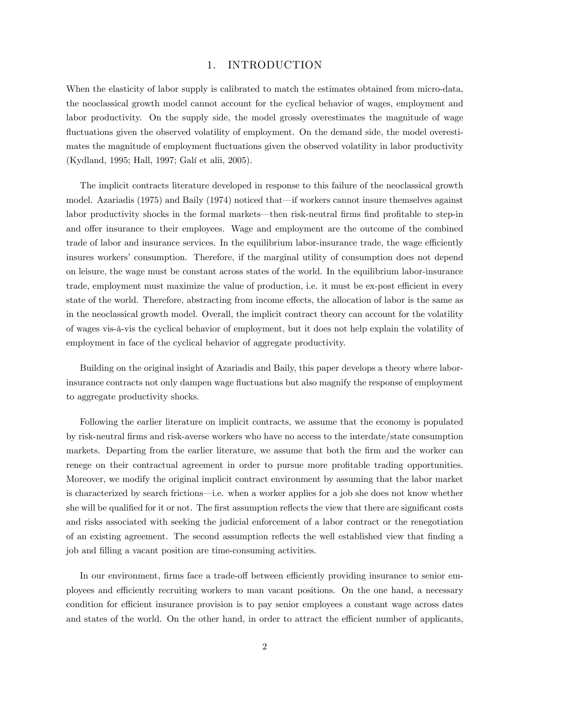# 1. INTRODUCTION

When the elasticity of labor supply is calibrated to match the estimates obtained from micro-data, the neoclassical growth model cannot account for the cyclical behavior of wages, employment and labor productivity. On the supply side, the model grossly overestimates the magnitude of wage fluctuations given the observed volatility of employment. On the demand side, the model overestimates the magnitude of employment fluctuations given the observed volatility in labor productivity (Kydland, 1995; Hall, 1997; Galí et alii, 2005).

The implicit contracts literature developed in response to this failure of the neoclassical growth model. Azariadis (1975) and Baily (1974) noticed that—if workers cannot insure themselves against labor productivity shocks in the formal markets—then risk-neutral firms find profitable to step-in and offer insurance to their employees. Wage and employment are the outcome of the combined trade of labor and insurance services. In the equilibrium labor-insurance trade, the wage efficiently insures workers' consumption. Therefore, if the marginal utility of consumption does not depend on leisure, the wage must be constant across states of the world. In the equilibrium labor-insurance trade, employment must maximize the value of production, i.e. it must be ex-post efficient in every state of the world. Therefore, abstracting from income effects, the allocation of labor is the same as in the neoclassical growth model. Overall, the implicit contract theory can account for the volatility of wages vis-à-vis the cyclical behavior of employment, but it does not help explain the volatility of employment in face of the cyclical behavior of aggregate productivity.

Building on the original insight of Azariadis and Baily, this paper develops a theory where labor-insurance contracts not only dampen wage fluctuations but also magnify the response of employment to aggregate productivity shocks.

Following the earlier literature on implicit contracts, we assume that the economy is populated by risk-neutral firms and risk-averse workers who have no access to the interdate/state consumption markets. Departing from the earlier literature, we assume that both the firm and the worker can renege on their contractual agreement in order to pursue more profitable trading opportunities. Moreover, we modify the original implicit contract environment by assuming that the labor market is characterized by search frictions—i.e. when a worker applies for a job she does not know whether she will be qualified for it or not. The first assumption reflects the view that there are significant costs and risks associated with seeking the judicial enforcement of a labor contract or the renegotiation of an existing agreement. The second assumption reflects the well established view that finding a job and filling a vacant position are time-consuming activities.

In our environment, firms face a trade-off between efficiently providing insurance to senior employees and efficiently recruiting workers to man vacant positions. On the one hand, a necessary condition for efficient insurance provision is to pay senior employees a constant wage across dates and states of the world. On the other hand, in order to attract the efficient number of applicants,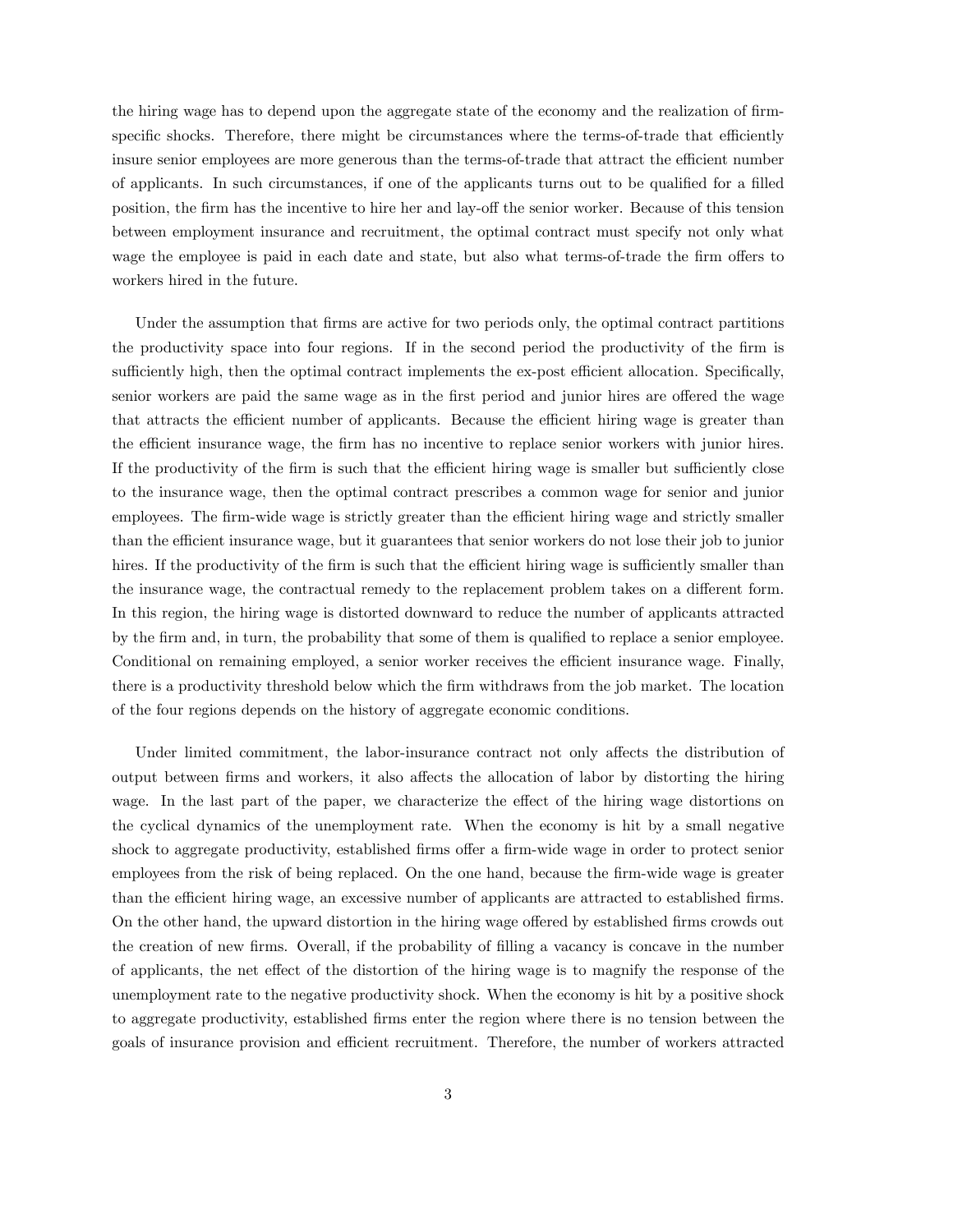the hiring wage has to depend upon the aggregate state of the economy and the realization of firm-specific shocks. Therefore, there might be circumstances where the terms-of-trade that efficiently insure senior employees are more generous than the terms-of-trade that attract the efficient number of applicants. In such circumstances, if one of the applicants turns out to be qualified for a filled position, the firm has the incentive to hire her and lay-off the senior worker. Because of this tension between employment insurance and recruitment, the optimal contract must specify not only what wage the employee is paid in each date and state, but also what terms-of-trade the firm offers to workers hired in the future.

Under the assumption that firms are active for two periods only, the optimal contract partitions the productivity space into four regions. If in the second period the productivity of the firm is sufficiently high, then the optimal contract implements the ex-post efficient allocation. Specifically, senior workers are paid the same wage as in the first period and junior hires are offered the wage that attracts the efficient number of applicants. Because the efficient hiring wage is greater than the efficient insurance wage, the firm has no incentive to replace senior workers with junior hires. If the productivity of the firm is such that the efficient hiring wage is smaller but sufficiently close to the insurance wage, then the optimal contract prescribes a common wage for senior and junior employees. The firm-wide wage is strictly greater than the efficient hiring wage and strictly smaller than the efficient insurance wage, but it guarantees that senior workers do not lose their job to junior hires. If the productivity of the firm is such that the efficient hiring wage is sufficiently smaller than the insurance wage, the contractual remedy to the replacement problem takes on a different form. In this region, the hiring wage is distorted downward to reduce the number of applicants attracted by the firm and, in turn, the probability that some of them is qualified to replace a senior employee. Conditional on remaining employed, a senior worker receives the efficient insurance wage. Finally, there is a productivity threshold below which the firm withdraws from the job market. The location of the four regions depends on the history of aggregate economic conditions.

Under limited commitment, the labor-insurance contract not only affects the distribution of output between firms and workers, it also affects the allocation of labor by distorting the hiring wage. In the last part of the paper, we characterize the effect of the hiring wage distortions on the cyclical dynamics of the unemployment rate. When the economy is hit by a small negative shock to aggregate productivity, established firms offer a firm-wide wage in order to protect senior employees from the risk of being replaced. On the one hand, because the firm-wide wage is greater than the efficient hiring wage, an excessive number of applicants are attracted to established firms. On the other hand, the upward distortion in the hiring wage offered by established firms crowds out the creation of new firms. Overall, if the probability of filling a vacancy is concave in the number of applicants, the net effect of the distortion of the hiring wage is to magnify the response of the unemployment rate to the negative productivity shock. When the economy is hit by a positive shock to aggregate productivity, established firms enter the region where there is no tension between the goals of insurance provision and efficient recruitment. Therefore, the number of workers attracted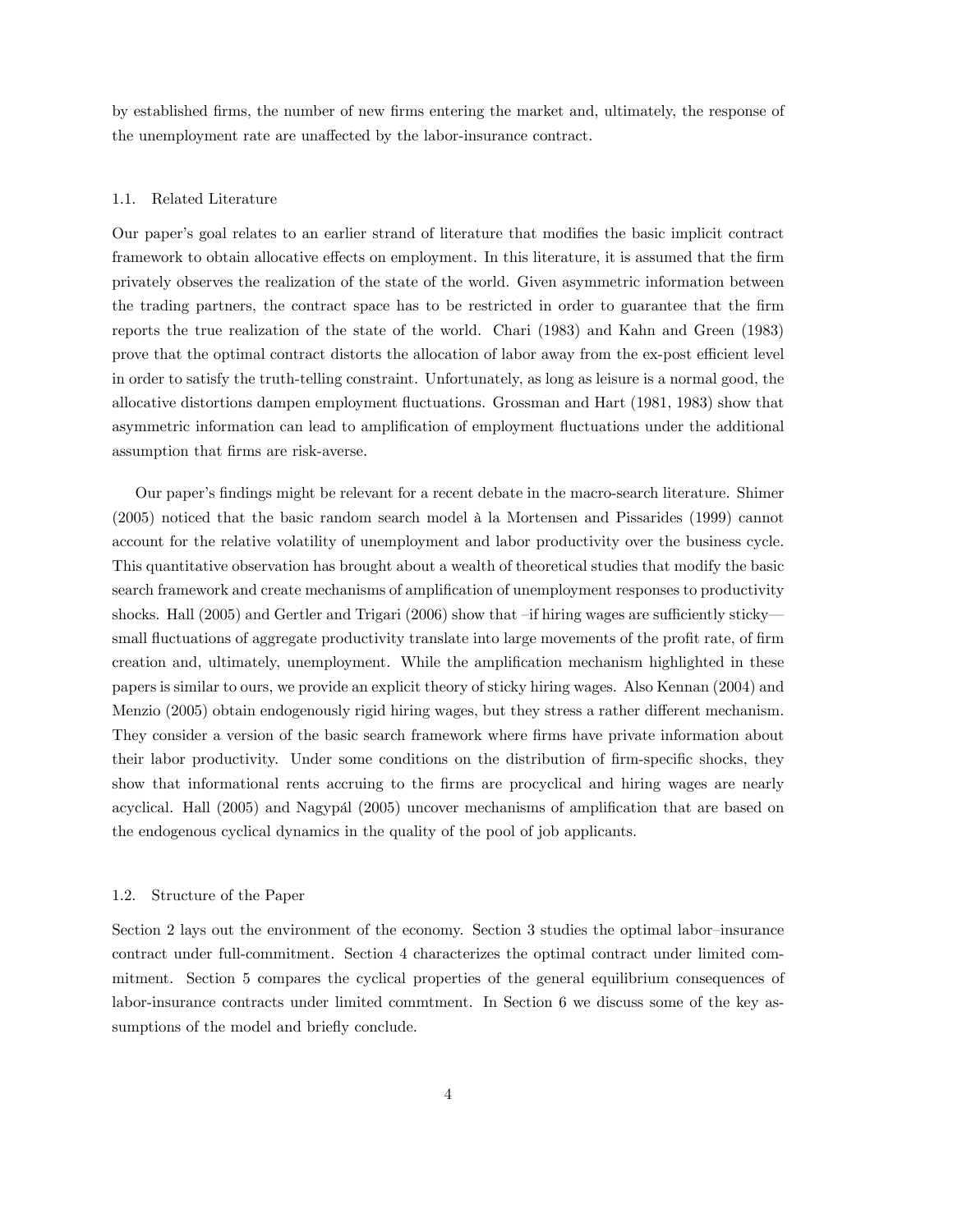by established firms, the number of new firms entering the market and, ultimately, the response of the unemployment rate are unaffected by the labor-insurance contract.

### 1.1. Related Literature

Our paper's goal relates to an earlier strand of literature that modifies the basic implicit contract framework to obtain allocative effects on employment. In this literature, it is assumed that the firm privately observes the realization of the state of the world. Given asymmetric information between the trading partners, the contract space has to be restricted in order to guarantee that the firm reports the true realization of the state of the world. Chari (1983) and Kahn and Green (1983) prove that the optimal contract distorts the allocation of labor away from the ex-post efficient level in order to satisfy the truth-telling constraint. Unfortunately, as long as leisure is a normal good, the allocative distortions dampen employment fluctuations. Grossman and Hart (1981, 1983) show that asymmetric information can lead to amplification of employment fluctuations under the additional assumption that firms are risk-averse.

Our paper's findings might be relevant for a recent debate in the macro-search literature. Shimer (2005) noticed that the basic random search model à la Mortensen and Pissarides (1999) cannot account for the relative volatility of unemployment and labor productivity over the business cycle. This quantitative observation has brought about a wealth of theoretical studies that modify the basic search framework and create mechanisms of amplification of unemployment responses to productivity shocks. Hall (2005) and Gertler and Trigari (2006) show that –if hiring wages are sufficiently sticky— small fluctuations of aggregate productivity translate into large movements of the profit rate, of firm creation and, ultimately, unemployment. While the amplification mechanism highlighted in these papers is similar to ours, we provide an explicit theory of sticky hiring wages. Also Kennan (2004) and Menzio (2005) obtain endogenously rigid hiring wages, but they stress a rather different mechanism. They consider a version of the basic search framework where firms have private information about their labor productivity. Under some conditions on the distribution of firm-specific shocks, they show that informational rents accruing to the firms are procyclical and hiring wages are nearly acyclical. Hall (2005) and Nagypál (2005) uncover mechanisms of amplification that are based on the endogenous cyclical dynamics in the quality of the pool of job applicants.

### 1.2. Structure of the Paper

Section 2 lays out the environment of the economy. Section 3 studies the optimal labor–insurance contract under full-commitment. Section 4 characterizes the optimal contract under limited commitment. Section 5 compares the cyclical properties of the general equilibrium consequences of labor-insurance contracts under limited commtment. In Section 6 we discuss some of the key assumptions of the model and briefly conclude.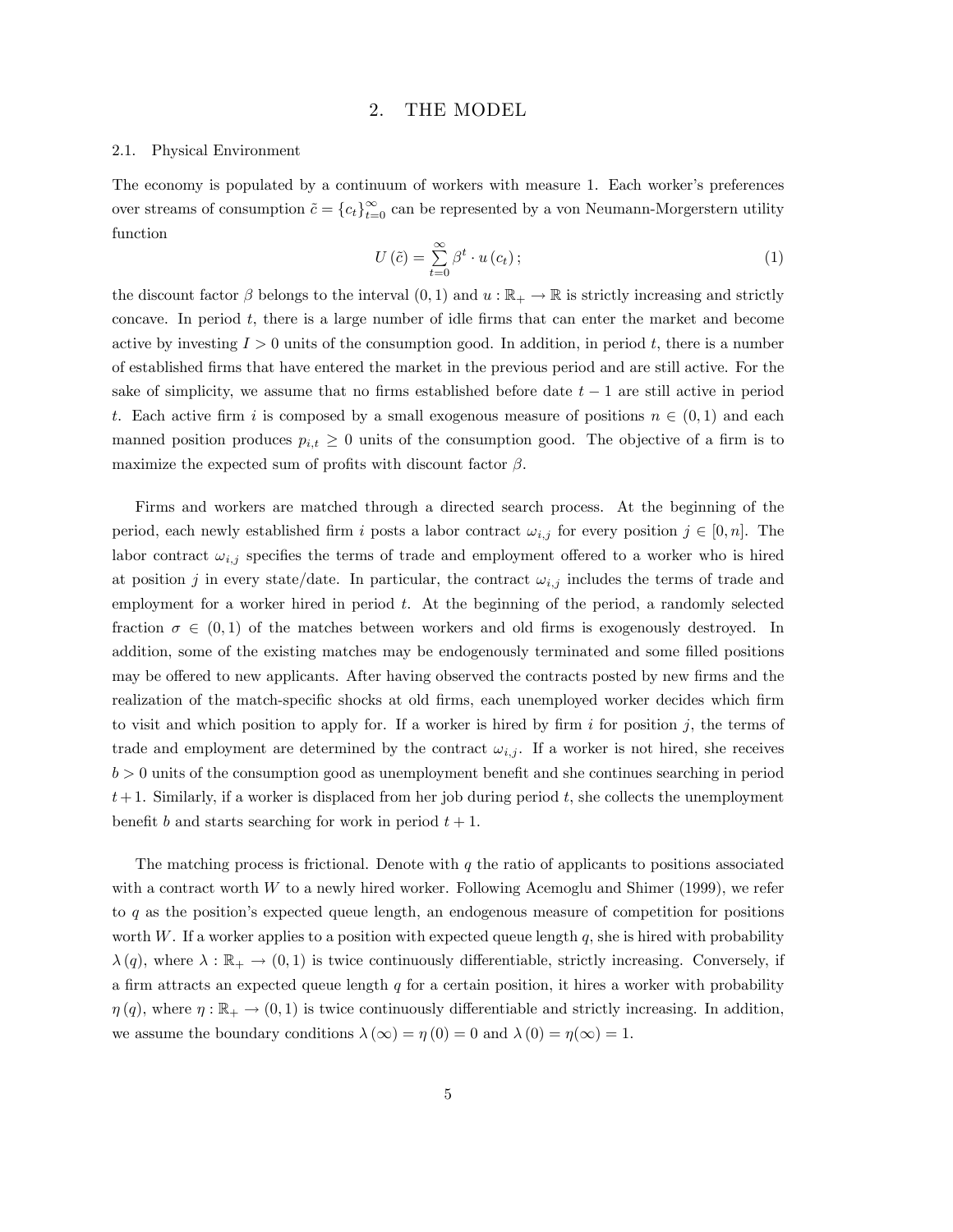## 2. THE MODEL

### 2.1. Physical Environment

The economy is populated by a continuum of workers with measure 1. Each worker's preferences over streams of consumption $\tilde{c} = \{c_t\}_{t=0}^{\infty}$ can be represented by a von Neumann-Morgerstern utility function

$$U(\tilde{c}) = \sum_{t=0}^{\infty} \beta^t \cdot u(c_t); \tag{1}$$

the discount factor $\beta$ belongs to the interval $(0,1)$ and $u : \mathbb{R}_+ \to \mathbb{R}$ is strictly increasing and strictly concave. In period $t$, there is a large number of idle firms that can enter the market and become active by investing $I > 0$ units of the consumption good. In addition, in period $t$, there is a number of established firms that have entered the market in the previous period and are still active. For the sake of simplicity, we assume that no firms established before date $t-1$ are still active in period $t$. Each active firm $i$ is composed by a small exogenous measure of positions $n \in (0,1)$ and each manned position produces $p_{i,t} \geq 0$ units of the consumption good. The objective of a firm is to maximize the expected sum of profits with discount factor $\beta$.

Firms and workers are matched through a directed search process. At the beginning of the period, each newly established firm $i$ posts a labor contract $\omega_{i,j}$ for every position $j \in [0,n]$. The labor contract $\omega_{i,j}$ specifies the terms of trade and employment offered to a worker who is hired at position $j$ in every state/date. In particular, the contract $\omega_{i,j}$ includes the terms of trade and employment for a worker hired in period $t$. At the beginning of the period, a randomly selected fraction $\sigma \in (0,1)$ of the matches between workers and old firms is exogenously destroyed. In addition, some of the existing matches may be endogenously terminated and some filled positions may be offered to new applicants. After having observed the contracts posted by new firms and the realization of the match-specific shocks at old firms, each unemployed worker decides which firm to visit and which position to apply for. If a worker is hired by firm $i$ for position $j$, the terms of trade and employment are determined by the contract $\omega_{i,j}$. If a worker is not hired, she receives $b > 0$ units of the consumption good as unemployment benefit and she continues searching in period $t+1$. Similarly, if a worker is displaced from her job during period $t$, she collects the unemployment benefit $b$ and starts searching for work in period $t+1$.

The matching process is frictional. Denote with $q$ the ratio of applicants to positions associated with a contract worth $W$ to a newly hired worker. Following Acemoglu and Shimer (1999), we refer to $q$ as the position's expected queue length, an endogenous measure of competition for positions worth $W$. If a worker applies to a position with expected queue length $q$, she is hired with probability $\lambda(q)$, where $\lambda : \mathbb{R}_+ \to (0,1)$ is twice continuously differentiable, strictly increasing. Conversely, if a firm attracts an expected queue length $q$ for a certain position, it hires a worker with probability $\eta(q)$, where $\eta : \mathbb{R}_+ \to (0,1)$ is twice continuously differentiable and strictly increasing. In addition, we assume the boundary conditions $\lambda(\infty) = \eta(0) = 0$ and $\lambda(0) = \eta(\infty) = 1$.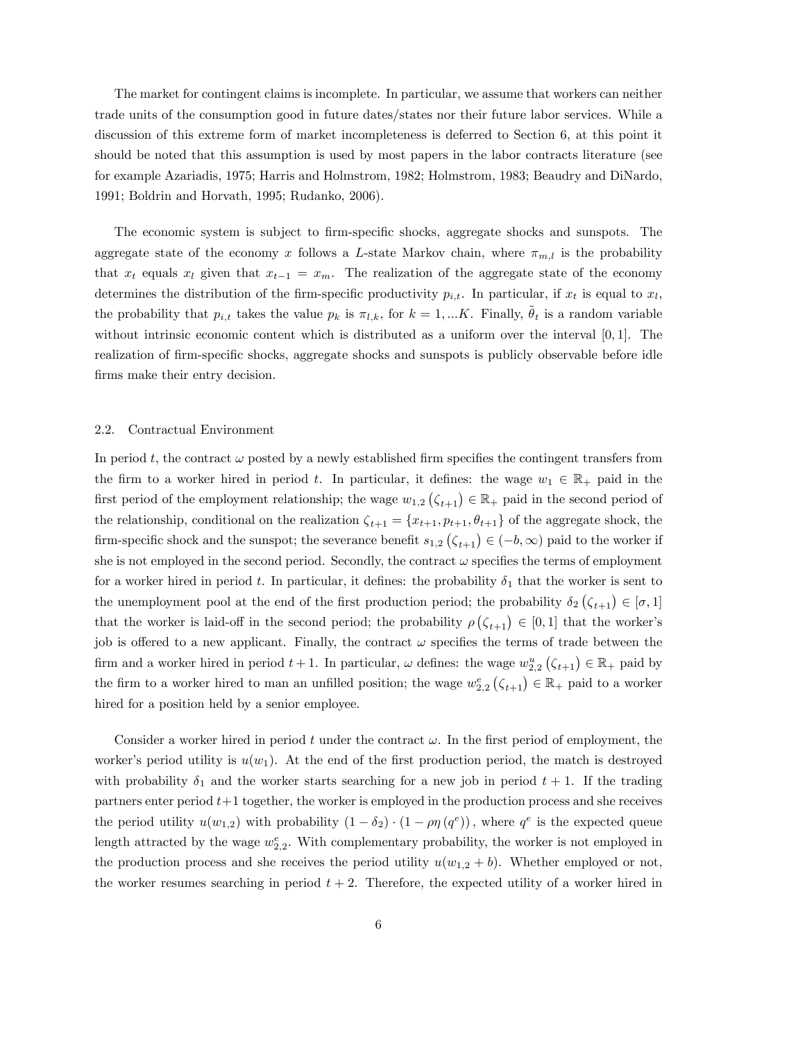The market for contingent claims is incomplete. In particular, we assume that workers can neither trade units of the consumption good in future dates/states nor their future labor services. While a discussion of this extreme form of market incompleteness is deferred to Section 6, at this point it should be noted that this assumption is used by most papers in the labor contracts literature (see for example Azariadis, 1975; Harris and Holmstrom, 1982; Holmstrom, 1983; Beaudry and DiNardo, 1991; Boldrin and Horvath, 1995; Rudanko, 2006).

The economic system is subject to firm-specific shocks, aggregate shocks and sunspots. The aggregate state of the economy $x$ follows a $L$-state Markov chain, where $\pi_{m,l}$ is the probability that $x_t$ equals $x_l$ given that $x_{t-1} = x_m$. The realization of the aggregate state of the economy determines the distribution of the firm-specific productivity $p_{i,t}$. In particular, if $x_t$ is equal to $x_l$, the probability that $p_{i,t}$ takes the value $p_k$ is $\pi_{l,k}$, for $k = 1, ...K$. Finally, $\tilde{\theta}_t$ is a random variable without intrinsic economic content which is distributed as a uniform over the interval $[0, 1]$. The realization of firm-specific shocks, aggregate shocks and sunspots is publicly observable before idle firms make their entry decision.

## 2.2. Contractual Environment

In period $t$, the contract $\omega$ posted by a newly established firm specifies the contingent transfers from the firm to a worker hired in period $t$. In particular, it defines: the wage $w_1 \in \mathbb{R}_+$ paid in the first period of the employment relationship; the wage $w_{1,2}(\zeta_{t+1}) \in \mathbb{R}_+$ paid in the second period of the relationship, conditional on the realization $\zeta_{t+1} = \{x_{t+1}, p_{t+1}, \theta_{t+1}\}$ of the aggregate shock, the firm-specific shock and the sunspot; the severance benefit $s_{1,2}(\zeta_{t+1}) \in (-b, \infty)$ paid to the worker if she is not employed in the second period. Secondly, the contract $\omega$ specifies the terms of employment for a worker hired in period $t$. In particular, it defines: the probability $\delta_1$ that the worker is sent to the unemployment pool at the end of the first production period; the probability $\delta_2(\zeta_{t+1}) \in [\sigma, 1]$ that the worker is laid-off in the second period; the probability $\rho(\zeta_{t+1}) \in [0, 1]$ that the worker's job is offered to a new applicant. Finally, the contract $\omega$ specifies the terms of trade between the firm and a worker hired in period $t+1$. In particular, $\omega$ defines: the wage $w^u_{2,2}(\zeta_{t+1}) \in \mathbb{R}_+$ paid by the firm to a worker hired to man an unfilled position; the wage $w^e_{2,2}(\zeta_{t+1}) \in \mathbb{R}_+$ paid to a worker hired for a position held by a senior employee.

Consider a worker hired in period $t$ under the contract $\omega$. In the first period of employment, the worker's period utility is $u(w_1)$. At the end of the first production period, the match is destroyed with probability $\delta_1$ and the worker starts searching for a new job in period $t+1$. If the trading partners enter period $t+1$ together, the worker is employed in the production process and she receives the period utility $u(w_{1,2})$ with probability $(1 - \delta_2) \cdot (1 - \rho\eta(q^e))$, where $q^e$ is the expected queue length attracted by the wage $w^e_{2,2}$. With complementary probability, the worker is not employed in the production process and she receives the period utility $u(w_{1,2} + b)$. Whether employed or not, the worker resumes searching in period $t+2$. Therefore, the expected utility of a worker hired in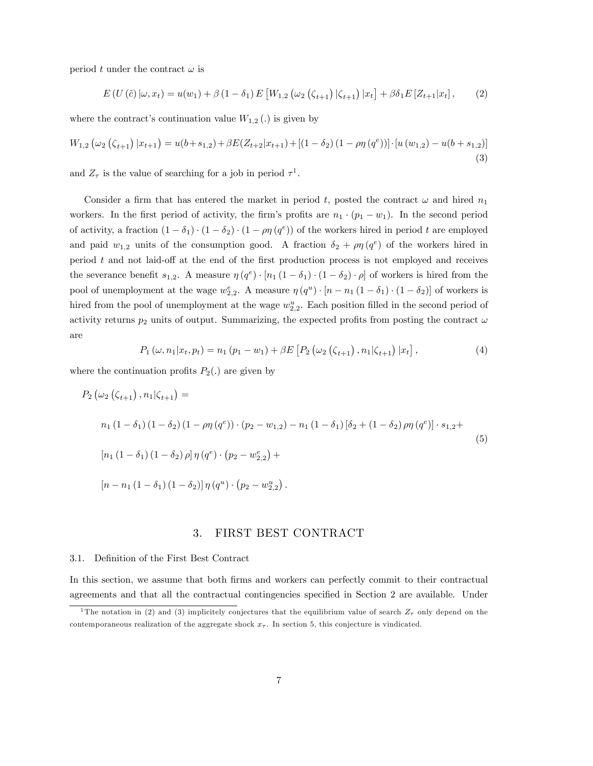period $t$ under the contract $\omega$ is

$$E\left(U\left(\tilde{c}\right)|\omega, x_t\right) = u(w_1) + \beta\left(1-\delta_1\right)E\left[W_{1,2}\left(\omega_2\left(\zeta_{t+1}\right)|\zeta_{t+1}\right)|x_t\right] + \beta\delta_1 E\left[Z_{t+1}|x_t\right], \tag{2}$$

where the contract's continuation value $W_{1,2}\left(.\right)$ is given by

$$W_{1,2}\left(\omega_2\left(\zeta_{t+1}\right)|x_{t+1}\right) = u(b+s_{1,2}) + \beta E(Z_{t+2}|x_{t+1}) + \left[\left(1-\delta_2\right)\left(1-\rho\eta\left(q^e\right)\right)\right]\cdot\left[u\left(w_{1,2}\right) - u(b+s_{1,2})\right] \tag{3}$$

and $Z_\tau$ is the value of searching for a job in period $\tau$[1].

Consider a firm that has entered the market in period $t$, posted the contract $\omega$ and hired $n_1$ workers. In the first period of activity, the firm's profits are $n_1\cdot\left(p_1 - w_1\right)$. In the second period of activity, a fraction $\left(1-\delta_1\right)\cdot\left(1-\delta_2\right)\cdot\left(1-\rho\eta\left(q^e\right)\right)$ of the workers hired in period $t$ are employed and paid $w_{1,2}$ units of the consumption good. A fraction $\delta_2 + \rho\eta\left(q^e\right)$ of the workers hired in period $t$ and not laid-off at the end of the first production process is not employed and receives the severance benefit $s_{1,2}$. A measure $\eta\left(q^e\right)\cdot\left[n_1\left(1-\delta_1\right)\cdot\left(1-\delta_2\right)\cdot\rho\right]$ of workers is hired from the pool of unemployment at the wage $w^e_{2,2}$. A measure $\eta\left(q^u\right)\cdot\left[n - n_1\left(1-\delta_1\right)\cdot\left(1-\delta_2\right)\right]$ of workers is hired from the pool of unemployment at the wage $w^u_{2,2}$. Each position filled in the second period of activity returns $p_2$ units of output. Summarizing, the expected profits from posting the contract $\omega$ are

$$P_1\left(\omega, n_1|x_t, p_t\right) = n_1\left(p_1 - w_1\right) + \beta E\left[P_2\left(\omega_2\left(\zeta_{t+1}\right), n_1|\zeta_{t+1}\right)|x_t\right], \tag{4}$$

where the continuation profits $P_2(.)$ are given by

$$\begin{aligned}
&P_2\left(\omega_2\left(\zeta_{t+1}\right), n_1|\zeta_{t+1}\right) = \\
&n_1\left(1-\delta_1\right)\left(1-\delta_2\right)\left(1-\rho\eta\left(q^e\right)\right)\cdot\left(p_2 - w_{1,2}\right) - n_1\left(1-\delta_1\right)\left[\delta_2 + \left(1-\delta_2\right)\rho\eta\left(q^e\right)\right]\cdot s_{1,2} + \\
&\left[n_1\left(1-\delta_1\right)\left(1-\delta_2\right)\rho\right]\eta\left(q^e\right)\cdot\left(p_2 - w^e_{2,2}\right) + \\
&\left[n - n_1\left(1-\delta_1\right)\left(1-\delta_2\right)\right]\eta\left(q^u\right)\cdot\left(p_2 - w^u_{2,2}\right).
\end{aligned} \tag{5}$$

## 3. FIRST BEST CONTRACT

### 3.1. Definition of the First Best Contract

In this section, we assume that both firms and workers can perfectly commit to their contractual agreements and that all the contractual contingencies specified in Section 2 are available. Under

[1] The notation in (2) and (3) implicitely conjectures that the equilibrium value of search $Z_\tau$ only depend on the contemporaneous realization of the aggregate shock $x_\tau$. In section 5, this conjecture is vindicated.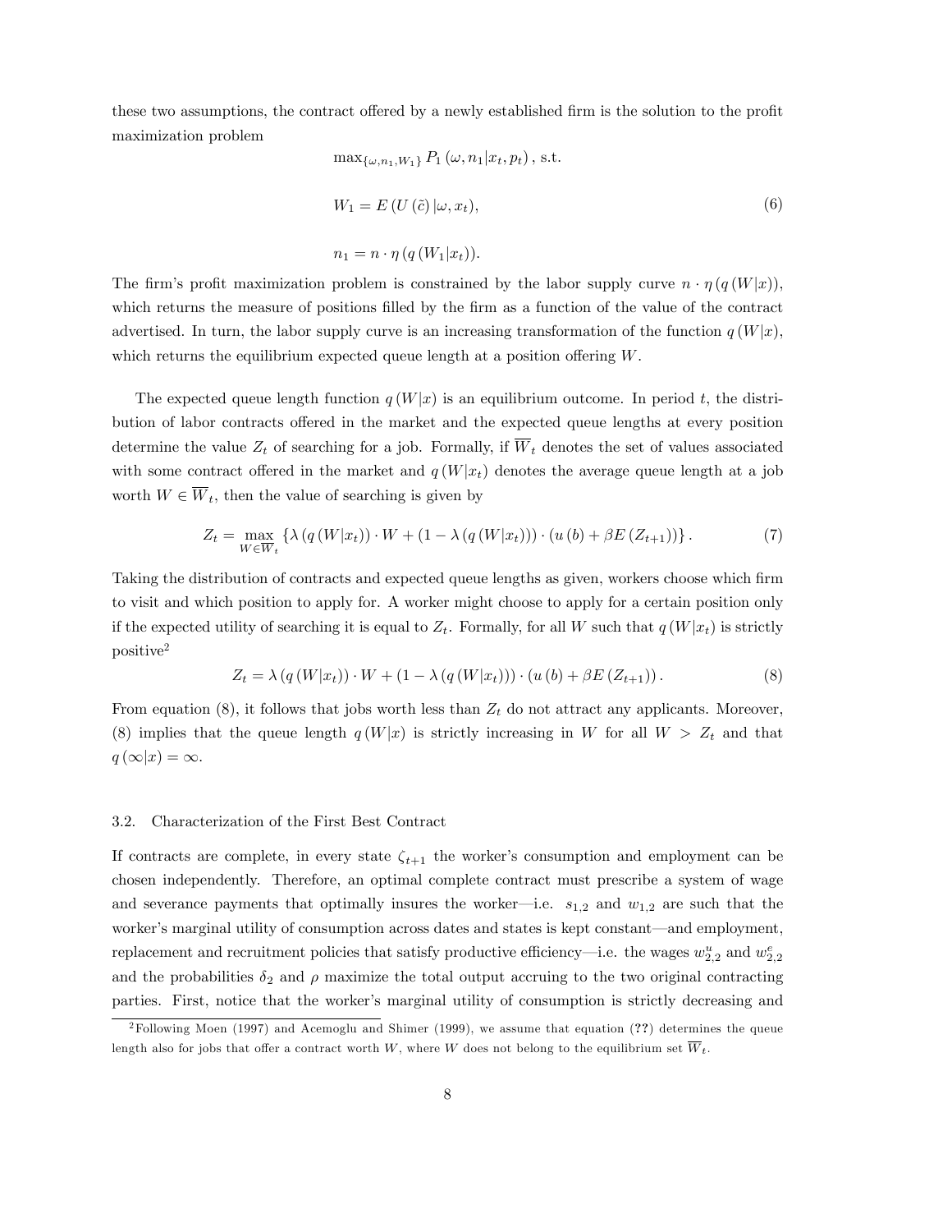these two assumptions, the contract offered by a newly established firm is the solution to the profit maximization problem

$$\max_{\{\omega,n_1,W_1\}} P_1\left(\omega, n_1|x_t, p_t\right), \text{ s.t.}$$

$$W_1 = E\left(U\left(\tilde{c}\right)|\omega, x_t\right), \tag{6}$$

$$n_1 = n \cdot \eta\left(q\left(W_1|x_t\right)\right).$$

The firm's profit maximization problem is constrained by the labor supply curve $n \cdot \eta\left(q\left(W|x\right)\right)$, which returns the measure of positions filled by the firm as a function of the value of the contract advertised. In turn, the labor supply curve is an increasing transformation of the function $q\left(W|x\right)$, which returns the equilibrium expected queue length at a position offering $W$.

The expected queue length function $q\left(W|x\right)$ is an equilibrium outcome. In period $t$, the distribution of labor contracts offered in the market and the expected queue lengths at every position determine the value $Z_t$ of searching for a job. Formally, if $\overline{W}_t$ denotes the set of values associated with some contract offered in the market and $q\left(W|x_t\right)$ denotes the average queue length at a job worth $W \in \overline{W}_t$, then the value of searching is given by

$$Z_t = \max_{W \in \overline{W}_t} \left\{\lambda\left(q\left(W|x_t\right)\right) \cdot W + \left(1 - \lambda\left(q\left(W|x_t\right)\right)\right) \cdot \left(u\left(b\right) + \beta E\left(Z_{t+1}\right)\right)\right\}. \tag{7}$$

Taking the distribution of contracts and expected queue lengths as given, workers choose which firm to visit and which position to apply for. A worker might choose to apply for a certain position only if the expected utility of searching it is equal to $Z_t$. Formally, for all $W$ such that $q\left(W|x_t\right)$ is strictly positive[2]

$$Z_t = \lambda\left(q\left(W|x_t\right)\right) \cdot W + \left(1 - \lambda\left(q\left(W|x_t\right)\right)\right) \cdot \left(u\left(b\right) + \beta E\left(Z_{t+1}\right)\right). \tag{8}$$

From equation (8), it follows that jobs worth less than $Z_t$ do not attract any applicants. Moreover, (8) implies that the queue length $q\left(W|x\right)$ is strictly increasing in $W$ for all $W > Z_t$ and that $q\left(\infty|x\right) = \infty$.

### 3.2. Characterization of the First Best Contract

If contracts are complete, in every state $\zeta_{t+1}$ the worker's consumption and employment can be chosen independently. Therefore, an optimal complete contract must prescribe a system of wage and severance payments that optimally insures the worker—i.e. $s_{1,2}$ and $w_{1,2}$ are such that the worker's marginal utility of consumption across dates and states is kept constant—and employment, replacement and recruitment policies that satisfy productive efficiency—i.e. the wages $w_{2,2}^u$ and $w_{2,2}^e$ and the probabilities $\delta_2$ and $\rho$ maximize the total output accruing to the two original contracting parties. First, notice that the worker's marginal utility of consumption is strictly decreasing and

[2] Following Moen (1997) and Acemoglu and Shimer (1999), we assume that equation (??) determines the queue length also for jobs that offer a contract worth $W$, where $W$ does not belong to the equilibrium set $\overline{W}_t$.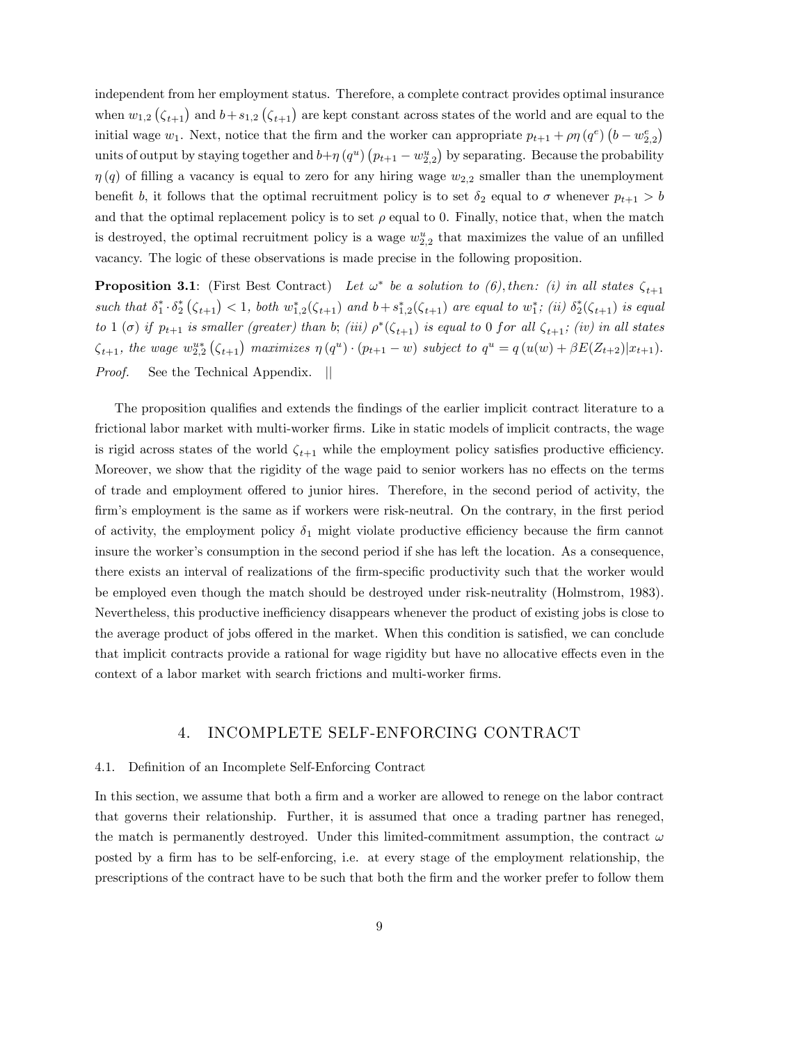independent from her employment status. Therefore, a complete contract provides optimal insurance when $w_{1,2}(\zeta_{t+1})$ and $b+s_{1,2}(\zeta_{t+1})$ are kept constant across states of the world and are equal to the initial wage $w_1$. Next, notice that the firm and the worker can appropriate $p_{t+1}+\rho\eta(q^e)(b-w^e_{2,2})$ units of output by staying together and $b+\eta(q^u)(p_{t+1}-w^u_{2,2})$ by separating. Because the probability $\eta(q)$ of filling a vacancy is equal to zero for any hiring wage $w_{2,2}$ smaller than the unemployment benefit $b$, it follows that the optimal recruitment policy is to set $\delta_2$ equal to $\sigma$ whenever $p_{t+1} > b$ and that the optimal replacement policy is to set $\rho$ equal to 0. Finally, notice that, when the match is destroyed, the optimal recruitment policy is a wage $w^u_{2,2}$ that maximizes the value of an unfilled vacancy. The logic of these observations is made precise in the following proposition.

**Proposition 3.1**: (First Best Contract) *Let $\omega^*$ be a solution to (6), then: (i) in all states $\zeta_{t+1}$ such that $\delta^*_1 \cdot \delta^*_2(\zeta_{t+1}) < 1$, both $w^*_{1,2}(\zeta_{t+1})$ and $b+s^*_{1,2}(\zeta_{t+1})$ are equal to $w^*_1$; (ii) $\delta^*_2(\zeta_{t+1})$ is equal to 1 ($\sigma$) if $p_{t+1}$ is smaller (greater) than b; (iii) $\rho^*(\zeta_{t+1})$ is equal to 0 for all $\zeta_{t+1}$; (iv) in all states $\zeta_{t+1}$, the wage $w^{u*}_{2,2}(\zeta_{t+1})$ maximizes $\eta(q^u)\cdot(p_{t+1}-w)$ subject to $q^u = q(u(w)+\beta E(Z_{t+2})|x_{t+1})$.*

*Proof.* See the Technical Appendix. ||

The proposition qualifies and extends the findings of the earlier implicit contract literature to a frictional labor market with multi-worker firms. Like in static models of implicit contracts, the wage is rigid across states of the world $\zeta_{t+1}$ while the employment policy satisfies productive efficiency. Moreover, we show that the rigidity of the wage paid to senior workers has no effects on the terms of trade and employment offered to junior hires. Therefore, in the second period of activity, the firm's employment is the same as if workers were risk-neutral. On the contrary, in the first period of activity, the employment policy $\delta_1$ might violate productive efficiency because the firm cannot insure the worker's consumption in the second period if she has left the location. As a consequence, there exists an interval of realizations of the firm-specific productivity such that the worker would be employed even though the match should be destroyed under risk-neutrality (Holmstrom, 1983). Nevertheless, this productive inefficiency disappears whenever the product of existing jobs is close to the average product of jobs offered in the market. When this condition is satisfied, we can conclude that implicit contracts provide a rational for wage rigidity but have no allocative effects even in the context of a labor market with search frictions and multi-worker firms.

## 4. INCOMPLETE SELF-ENFORCING CONTRACT

### 4.1. Definition of an Incomplete Self-Enforcing Contract

In this section, we assume that both a firm and a worker are allowed to renege on the labor contract that governs their relationship. Further, it is assumed that once a trading partner has reneged, the match is permanently destroyed. Under this limited-commitment assumption, the contract $\omega$ posted by a firm has to be self-enforcing, i.e. at every stage of the employment relationship, the prescriptions of the contract have to be such that both the firm and the worker prefer to follow them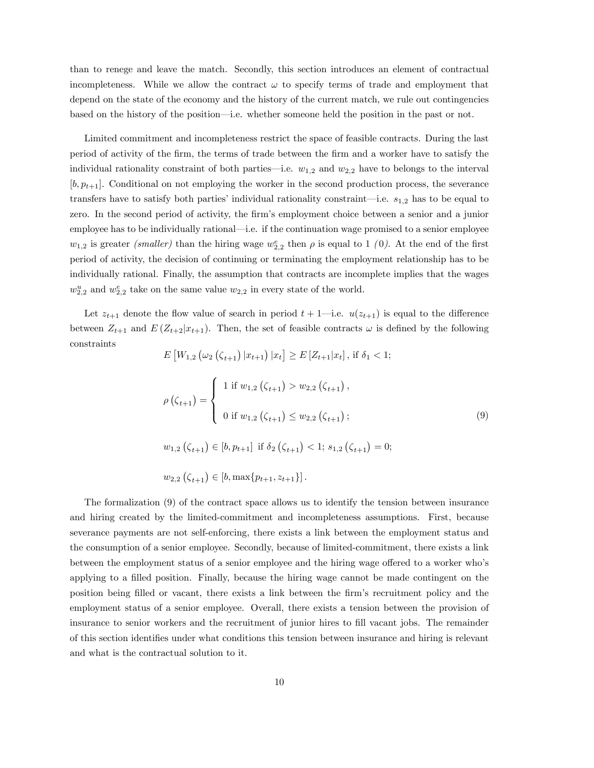than to renege and leave the match. Secondly, this section introduces an element of contractual incompleteness. While we allow the contract $\omega$ to specify terms of trade and employment that depend on the state of the economy and the history of the current match, we rule out contingencies based on the history of the position—i.e. whether someone held the position in the past or not.

Limited commitment and incompleteness restrict the space of feasible contracts. During the last period of activity of the firm, the terms of trade between the firm and a worker have to satisfy the individual rationality constraint of both parties—i.e. $w_{1,2}$ and $w_{2,2}$ have to belongs to the interval $[b, p_{t+1}]$. Conditional on not employing the worker in the second production process, the severance transfers have to satisfy both parties' individual rationality constraint—i.e. $s_{1,2}$ has to be equal to zero. In the second period of activity, the firm's employment choice between a senior and a junior employee has to be individually rational—i.e. if the continuation wage promised to a senior employee $w_{1,2}$ is greater *(smaller)* than the hiring wage $w_{2,2}^{e}$ then $\rho$ is equal to 1 *(0)*. At the end of the first period of activity, the decision of continuing or terminating the employment relationship has to be individually rational. Finally, the assumption that contracts are incomplete implies that the wages $w_{2,2}^{u}$ and $w_{2,2}^{e}$ take on the same value $w_{2,2}$ in every state of the world.

Let $z_{t+1}$ denote the flow value of search in period $t+1$—i.e. $u(z_{t+1})$ is equal to the difference between $Z_{t+1}$ and $E\left(Z_{t+2}|x_{t+1}\right)$. Then, the set of feasible contracts $\omega$ is defined by the following constraints

$$
\begin{aligned}
& E\left[W_{1,2}\left(\omega_2\left(\zeta_{t+1}\right)|x_{t+1}\right)|x_t\right] \geq E\left[Z_{t+1}|x_t\right], \text{ if } \delta_1 < 1; \\
& \rho\left(\zeta_{t+1}\right) = \begin{cases} 1 \text{ if } w_{1,2}\left(\zeta_{t+1}\right) > w_{2,2}\left(\zeta_{t+1}\right), \\ \\ 0 \text{ if } w_{1,2}\left(\zeta_{t+1}\right) \leq w_{2,2}\left(\zeta_{t+1}\right); \end{cases} \\
& w_{1,2}\left(\zeta_{t+1}\right) \in [b, p_{t+1}] \text{ if } \delta_2\left(\zeta_{t+1}\right) < 1; \; s_{1,2}\left(\zeta_{t+1}\right) = 0; \\
& w_{2,2}\left(\zeta_{t+1}\right) \in [b, \max\{p_{t+1}, z_{t+1}\}].
\end{aligned} \tag{9}
$$

The formalization (9) of the contract space allows us to identify the tension between insurance and hiring created by the limited-commitment and incompleteness assumptions. First, because severance payments are not self-enforcing, there exists a link between the employment status and the consumption of a senior employee. Secondly, because of limited-commitment, there exists a link between the employment status of a senior employee and the hiring wage offered to a worker who's applying to a filled position. Finally, because the hiring wage cannot be made contingent on the position being filled or vacant, there exists a link between the firm's recruitment policy and the employment status of a senior employee. Overall, there exists a tension between the provision of insurance to senior workers and the recruitment of junior hires to fill vacant jobs. The remainder of this section identifies under what conditions this tension between insurance and hiring is relevant and what is the contractual solution to it.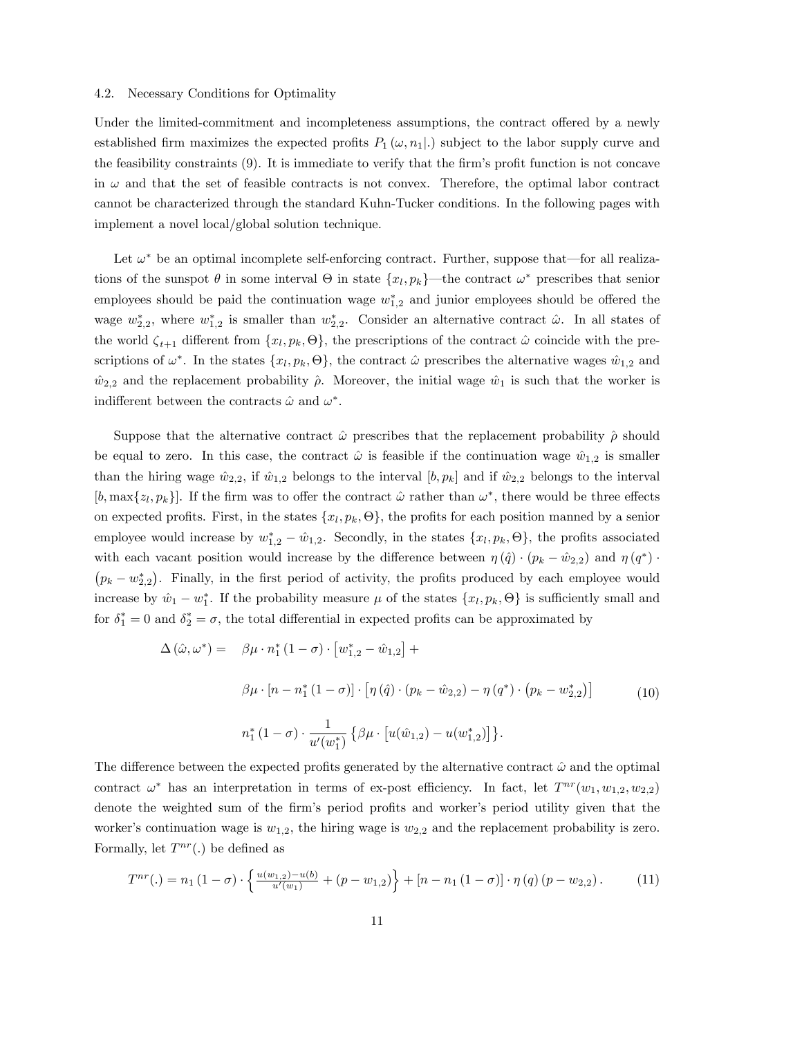### 4.2. Necessary Conditions for Optimality

Under the limited-commitment and incompleteness assumptions, the contract offered by a newly established firm maximizes the expected profits $P_1(\omega, n_1|.)$ subject to the labor supply curve and the feasibility constraints (9). It is immediate to verify that the firm's profit function is not concave in $\omega$ and that the set of feasible contracts is not convex. Therefore, the optimal labor contract cannot be characterized through the standard Kuhn-Tucker conditions. In the following pages with implement a novel local/global solution technique.

Let $\omega^*$ be an optimal incomplete self-enforcing contract. Further, suppose that—for all realizations of the sunspot $\theta$ in some interval $\Theta$ in state $\{x_l, p_k\}$—the contract $\omega^*$ prescribes that senior employees should be paid the continuation wage $w_{1,2}^*$ and junior employees should be offered the wage $w_{2,2}^*$, where $w_{1,2}^*$ is smaller than $w_{2,2}^*$. Consider an alternative contract $\hat{\omega}$. In all states of the world $\zeta_{t+1}$ different from $\{x_l, p_k, \Theta\}$, the prescriptions of the contract $\hat{\omega}$ coincide with the prescriptions of $\omega^*$. In the states $\{x_l, p_k, \Theta\}$, the contract $\hat{\omega}$ prescribes the alternative wages $\hat{w}_{1,2}$ and $\hat{w}_{2,2}$ and the replacement probability $\hat{\rho}$. Moreover, the initial wage $\hat{w}_1$ is such that the worker is indifferent between the contracts $\hat{\omega}$ and $\omega^*$.

Suppose that the alternative contract $\hat{\omega}$ prescribes that the replacement probability $\hat{\rho}$ should be equal to zero. In this case, the contract $\hat{\omega}$ is feasible if the continuation wage $\hat{w}_{1,2}$ is smaller than the hiring wage $\hat{w}_{2,2}$, if $\hat{w}_{1,2}$ belongs to the interval $[b, p_k]$ and if $\hat{w}_{2,2}$ belongs to the interval $[b, \max\{z_l, p_k\}]$. If the firm was to offer the contract $\hat{\omega}$ rather than $\omega^*$, there would be three effects on expected profits. First, in the states $\{x_l, p_k, \Theta\}$, the profits for each position manned by a senior employee would increase by $w_{1,2}^* - \hat{w}_{1,2}$. Secondly, in the states $\{x_l, p_k, \Theta\}$, the profits associated with each vacant position would increase by the difference between $\eta(\hat{q}) \cdot (p_k - \hat{w}_{2,2})$ and $\eta(q^*) \cdot (p_k - w_{2,2}^*)$. Finally, in the first period of activity, the profits produced by each employee would increase by $\hat{w}_1 - w_1^*$. If the probability measure $\mu$ of the states $\{x_l, p_k, \Theta\}$ is sufficiently small and for $\delta_1^* = 0$ and $\delta_2^* = \sigma$, the total differential in expected profits can be approximated by

$$
\begin{aligned}
\Delta(\hat{\omega}, \omega^*) = \quad & \beta\mu \cdot n_1^*(1-\sigma) \cdot \left[w_{1,2}^* - \hat{w}_{1,2}\right] + \\
& \beta\mu \cdot \left[n - n_1^*(1-\sigma)\right] \cdot \left[\eta(\hat{q}) \cdot (p_k - \hat{w}_{2,2}) - \eta(q^*) \cdot \left(p_k - w_{2,2}^*\right)\right] \\
& n_1^*(1-\sigma) \cdot \frac{1}{u'(w_1^*)} \left\{\beta\mu \cdot \left[u(\hat{w}_{1,2}) - u(w_{1,2}^*)\right]\right\}.
\end{aligned}
\tag{10}
$$

The difference between the expected profits generated by the alternative contract $\hat{\omega}$ and the optimal contract $\omega^*$ has an interpretation in terms of ex-post efficiency. In fact, let $T^{nr}(w_1, w_{1,2}, w_{2,2})$ denote the weighted sum of the firm's period profits and worker's period utility given that the worker's continuation wage is $w_{1,2}$, the hiring wage is $w_{2,2}$ and the replacement probability is zero. Formally, let $T^{nr}(.)$ be defined as

$$
T^{nr}(.) = n_1(1-\sigma) \cdot \left\{\frac{u(w_{1,2}) - u(b)}{u'(w_1)} + (p - w_{1,2})\right\} + \left[n - n_1(1-\sigma)\right] \cdot \eta(q)(p - w_{2,2}). \tag{11}
$$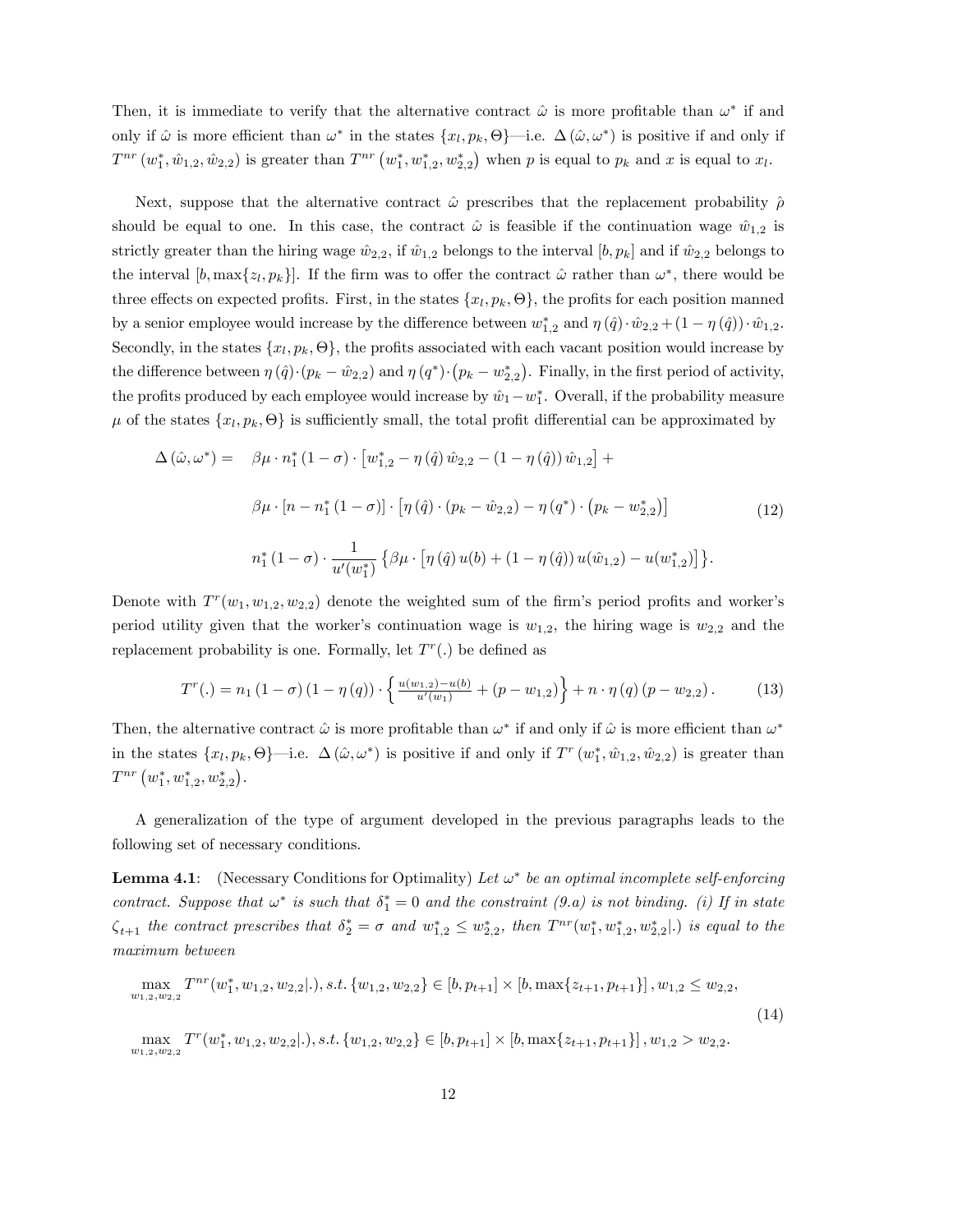Then, it is immediate to verify that the alternative contract $\hat{\omega}$ is more profitable than $\omega^*$ if and only if $\hat{\omega}$ is more efficient than $\omega^*$ in the states $\{x_l, p_k, \Theta\}$—i.e. $\Delta(\hat{\omega}, \omega^*)$ is positive if and only if $T^{nr}(w_1^*, \hat{w}_{1,2}, \hat{w}_{2,2})$ is greater than $T^{nr}(w_1^*, w_{1,2}^*, w_{2,2}^*)$ when $p$ is equal to $p_k$ and $x$ is equal to $x_l$.

Next, suppose that the alternative contract $\hat{\omega}$ prescribes that the replacement probability $\hat{\rho}$ should be equal to one. In this case, the contract $\hat{\omega}$ is feasible if the continuation wage $\hat{w}_{1,2}$ is strictly greater than the hiring wage $\hat{w}_{2,2}$, if $\hat{w}_{1,2}$ belongs to the interval $[b, p_k]$ and if $\hat{w}_{2,2}$ belongs to the interval $[b, \max\{z_l, p_k\}]$. If the firm was to offer the contract $\hat{\omega}$ rather than $\omega^*$, there would be three effects on expected profits. First, in the states $\{x_l, p_k, \Theta\}$, the profits for each position manned by a senior employee would increase by the difference between $w_{1,2}^*$ and $\eta(\hat{q}) \cdot \hat{w}_{2,2} + (1 - \eta(\hat{q})) \cdot \hat{w}_{1,2}$. Secondly, in the states $\{x_l, p_k, \Theta\}$, the profits associated with each vacant position would increase by the difference between $\eta(\hat{q}) \cdot (p_k - \hat{w}_{2,2})$ and $\eta(q^*) \cdot (p_k - w_{2,2}^*)$. Finally, in the first period of activity, the profits produced by each employee would increase by $\hat{w}_1 - w_1^*$. Overall, if the probability measure $\mu$ of the states $\{x_l, p_k, \Theta\}$ is sufficiently small, the total profit differential can be approximated by

$$
\begin{aligned}
\Delta(\hat{\omega}, \omega^*) = \quad & \beta\mu \cdot n_1^* (1 - \sigma) \cdot \left[ w_{1,2}^* - \eta(\hat{q}) \hat{w}_{2,2} - (1 - \eta(\hat{q})) \hat{w}_{1,2} \right] + \\
& \beta\mu \cdot \left[ n - n_1^* (1 - \sigma) \right] \cdot \left[ \eta(\hat{q}) \cdot (p_k - \hat{w}_{2,2}) - \eta(q^*) \cdot (p_k - w_{2,2}^*) \right] \\
& n_1^* (1 - \sigma) \cdot \frac{1}{u'(w_1^*)} \left\{ \beta\mu \cdot \left[ \eta(\hat{q}) u(b) + (1 - \eta(\hat{q})) u(\hat{w}_{1,2}) - u(w_{1,2}^*) \right] \right\}.
\end{aligned} \tag{12}
$$

Denote with $T^r(w_1, w_{1,2}, w_{2,2})$ denote the weighted sum of the firm's period profits and worker's period utility given that the worker's continuation wage is $w_{1,2}$, the hiring wage is $w_{2,2}$ and the replacement probability is one. Formally, let $T^r(.)$ be defined as

$$
T^r(.) = n_1 (1 - \sigma) (1 - \eta(q)) \cdot \left\{ \tfrac{u(w_{1,2}) - u(b)}{u'(w_1)} + (p - w_{1,2}) \right\} + n \cdot \eta(q) (p - w_{2,2}). \tag{13}
$$

Then, the alternative contract $\hat{\omega}$ is more profitable than $\omega^*$ if and only if $\hat{\omega}$ is more efficient than $\omega^*$ in the states $\{x_l, p_k, \Theta\}$—i.e. $\Delta(\hat{\omega}, \omega^*)$ is positive if and only if $T^r(w_1^*, \hat{w}_{1,2}, \hat{w}_{2,2})$ is greater than $T^{nr}(w_1^*, w_{1,2}^*, w_{2,2}^*)$.

A generalization of the type of argument developed in the previous paragraphs leads to the following set of necessary conditions.

**Lemma 4.1**: (Necessary Conditions for Optimality) *Let $\omega^*$ be an optimal incomplete self-enforcing contract. Suppose that $\omega^*$ is such that $\delta_1^* = 0$ and the constraint (9.a) is not binding. (i) If in state $\zeta_{t+1}$ the contract prescribes that $\delta_2^* = \sigma$ and $w_{1,2}^* \leq w_{2,2}^*$, then $T^{nr}(w_1^*, w_{1,2}^*, w_{2,2}^* | .)$ is equal to the maximum between*

$$
\begin{aligned}
& \max_{w_{1,2}, w_{2,2}} T^{nr}(w_1^*, w_{1,2}, w_{2,2} | .), s.t. \{w_{1,2}, w_{2,2}\} \in [b, p_{t+1}] \times [b, \max\{z_{t+1}, p_{t+1}\}], w_{1,2} \leq w_{2,2}, \\
& \max_{w_{1,2}, w_{2,2}} T^r(w_1^*, w_{1,2}, w_{2,2} | .), s.t. \{w_{1,2}, w_{2,2}\} \in [b, p_{t+1}] \times [b, \max\{z_{t+1}, p_{t+1}\}], w_{1,2} > w_{2,2}.
\end{aligned} \tag{14}
$$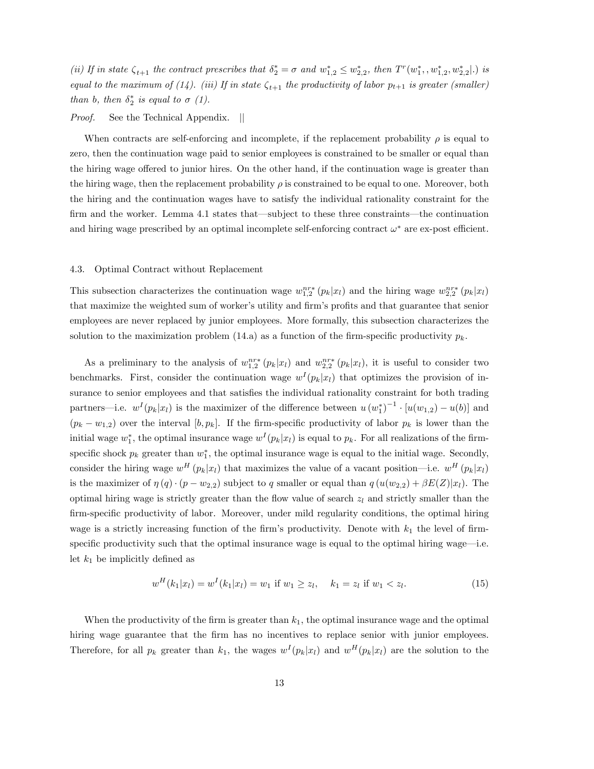*(ii) If in state $\zeta_{t+1}$ the contract prescribes that $\delta_2^* = \sigma$ and $w_{1,2}^* \leq w_{2,2}^*$, then $T^r(w_1^*, , w_{1,2}^*, w_{2,2}^*|.)$ is equal to the maximum of (14). (iii) If in state $\zeta_{t+1}$ the productivity of labor $p_{t+1}$ is greater (smaller) than b, then $\delta_2^*$ is equal to $\sigma$ (1).*

*Proof.* See the Technical Appendix. ||

When contracts are self-enforcing and incomplete, if the replacement probability $\rho$ is equal to zero, then the continuation wage paid to senior employees is constrained to be smaller or equal than the hiring wage offered to junior hires. On the other hand, if the continuation wage is greater than the hiring wage, then the replacement probability $\rho$ is constrained to be equal to one. Moreover, both the hiring and the continuation wages have to satisfy the individual rationality constraint for the firm and the worker. Lemma 4.1 states that—subject to these three constraints—the continuation and hiring wage prescribed by an optimal incomplete self-enforcing contract $\omega^*$ are ex-post efficient.

## 4.3. Optimal Contract without Replacement

This subsection characterizes the continuation wage $w_{1,2}^{nr*}(p_k|x_l)$ and the hiring wage $w_{2,2}^{nr*}(p_k|x_l)$ that maximize the weighted sum of worker's utility and firm's profits and that guarantee that senior employees are never replaced by junior employees. More formally, this subsection characterizes the solution to the maximization problem (14.a) as a function of the firm-specific productivity $p_k$.

As a preliminary to the analysis of $w_{1,2}^{nr*}(p_k|x_l)$ and $w_{2,2}^{nr*}(p_k|x_l)$, it is useful to consider two benchmarks. First, consider the continuation wage $w^I(p_k|x_l)$ that optimizes the provision of insurance to senior employees and that satisfies the individual rationality constraint for both trading partners—i.e. $w^I(p_k|x_l)$ is the maximizer of the difference between $u(w_1^*)^{-1} \cdot [u(w_{1,2}) - u(b)]$ and $(p_k - w_{1,2})$ over the interval $[b, p_k]$. If the firm-specific productivity of labor $p_k$ is lower than the initial wage $w_1^*$, the optimal insurance wage $w^I(p_k|x_l)$ is equal to $p_k$. For all realizations of the firm-specific shock $p_k$ greater than $w_1^*$, the optimal insurance wage is equal to the initial wage. Secondly, consider the hiring wage $w^H(p_k|x_l)$ that maximizes the value of a vacant position—i.e. $w^H(p_k|x_l)$ is the maximizer of $\eta(q) \cdot (p - w_{2,2})$ subject to $q$ smaller or equal than $q(u(w_{2,2}) + \beta E(Z)|x_l)$. The optimal hiring wage is strictly greater than the flow value of search $z_l$ and strictly smaller than the firm-specific productivity of labor. Moreover, under mild regularity conditions, the optimal hiring wage is a strictly increasing function of the firm's productivity. Denote with $k_1$ the level of firm-specific productivity such that the optimal insurance wage is equal to the optimal hiring wage—i.e. let $k_1$ be implicitly defined as

$$w^H(k_1|x_l) = w^I(k_1|x_l) = w_1 \text{ if } w_1 \geq z_l, \quad k_1 = z_l \text{ if } w_1 < z_l. \tag{15}$$

When the productivity of the firm is greater than $k_1$, the optimal insurance wage and the optimal hiring wage guarantee that the firm has no incentives to replace senior with junior employees. Therefore, for all $p_k$ greater than $k_1$, the wages $w^I(p_k|x_l)$ and $w^H(p_k|x_l)$ are the solution to the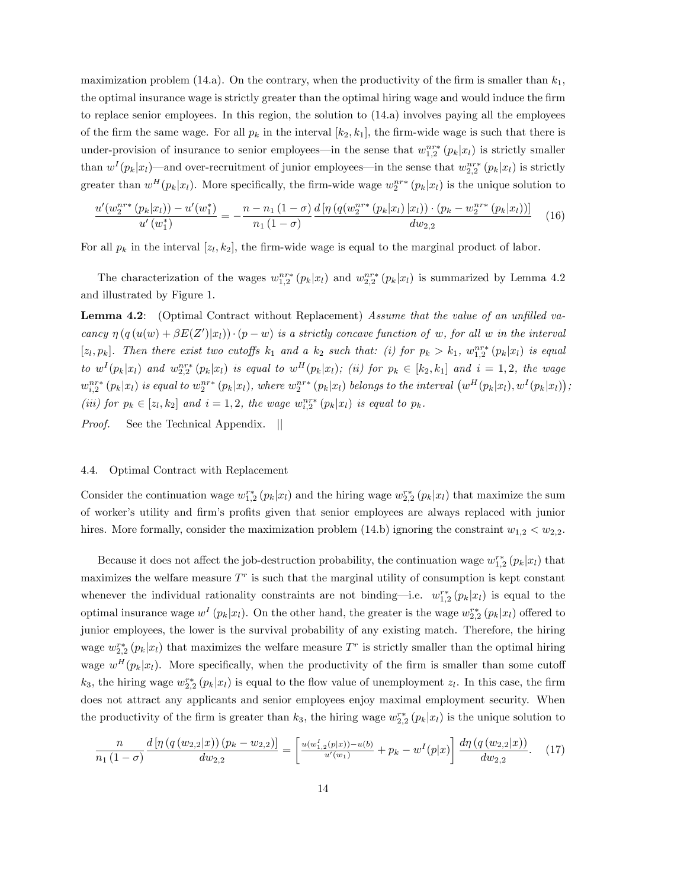maximization problem (14.a). On the contrary, when the productivity of the firm is smaller than $k_1$, the optimal insurance wage is strictly greater than the optimal hiring wage and would induce the firm to replace senior employees. In this region, the solution to (14.a) involves paying all the employees of the firm the same wage. For all $p_k$ in the interval $[k_2, k_1]$, the firm-wide wage is such that there is under-provision of insurance to senior employees—in the sense that $w_{1,2}^{nr*}(p_k|x_l)$ is strictly smaller than $w^I(p_k|x_l)$—and over-recruitment of junior employees—in the sense that $w_{2,2}^{nr*}(p_k|x_l)$ is strictly greater than $w^H(p_k|x_l)$. More specifically, the firm-wide wage $w_2^{nr*}(p_k|x_l)$ is the unique solution to

$$\frac{u'(w_2^{nr*}(p_k|x_l)) - u'(w_1^*)}{u'(w_1^*)} = -\frac{n - n_1(1-\sigma)}{n_1(1-\sigma)} \frac{d\left[\eta\left(q\left(w_2^{nr*}(p_k|x_l)\,|x_l\right)\right) \cdot \left(p_k - w_2^{nr*}(p_k|x_l)\right)\right]}{dw_{2,2}} \tag{16}$$

For all $p_k$ in the interval $[z_l, k_2]$, the firm-wide wage is equal to the marginal product of labor.

The characterization of the wages $w_{1,2}^{nr*}(p_k|x_l)$ and $w_{2,2}^{nr*}(p_k|x_l)$ is summarized by Lemma 4.2 and illustrated by Figure 1.

**Lemma 4.2**: (Optimal Contract without Replacement) *Assume that the value of an unfilled vacancy $\eta\left(q\left(u(w) + \beta E(Z')|x_l\right)\right) \cdot (p - w)$ is a strictly concave function of $w$, for all $w$ in the interval $[z_l, p_k]$. Then there exist two cutoffs $k_1$ and a $k_2$ such that: (i) for $p_k > k_1$, $w_{1,2}^{nr*}(p_k|x_l)$ is equal to $w^I(p_k|x_l)$ and $w_{2,2}^{nr*}(p_k|x_l)$ is equal to $w^H(p_k|x_l)$; (ii) for $p_k \in [k_2, k_1]$ and $i = 1, 2$, the wage $w_{i,2}^{nr*}(p_k|x_l)$ is equal to $w_2^{nr*}(p_k|x_l)$, where $w_2^{nr*}(p_k|x_l)$ belongs to the interval $\left(w^H(p_k|x_l), w^I(p_k|x_l)\right)$; (iii) for $p_k \in [z_l, k_2]$ and $i = 1, 2$, the wage $w_{i,2}^{nr*}(p_k|x_l)$ is equal to $p_k$.*

*Proof.* See the Technical Appendix. ||

### 4.4. Optimal Contract with Replacement

Consider the continuation wage $w_{1,2}^{r*}(p_k|x_l)$ and the hiring wage $w_{2,2}^{r*}(p_k|x_l)$ that maximize the sum of worker's utility and firm's profits given that senior employees are always replaced with junior hires. More formally, consider the maximization problem (14.b) ignoring the constraint $w_{1,2} < w_{2,2}$.

Because it does not affect the job-destruction probability, the continuation wage $w_{1,2}^{r*}(p_k|x_l)$ that maximizes the welfare measure $T^r$ is such that the marginal utility of consumption is kept constant whenever the individual rationality constraints are not binding—i.e. $w_{1,2}^{r*}(p_k|x_l)$ is equal to the optimal insurance wage $w^I(p_k|x_l)$. On the other hand, the greater is the wage $w_{2,2}^{r*}(p_k|x_l)$ offered to junior employees, the lower is the survival probability of any existing match. Therefore, the hiring wage $w_{2,2}^{r*}(p_k|x_l)$ that maximizes the welfare measure $T^r$ is strictly smaller than the optimal hiring wage $w^H(p_k|x_l)$. More specifically, when the productivity of the firm is smaller than some cutoff $k_3$, the hiring wage $w_{2,2}^{r*}(p_k|x_l)$ is equal to the flow value of unemployment $z_l$. In this case, the firm does not attract any applicants and senior employees enjoy maximal employment security. When the productivity of the firm is greater than $k_3$, the hiring wage $w_{2,2}^{r*}(p_k|x_l)$ is the unique solution to

$$\frac{n}{n_1(1-\sigma)} \frac{d\left[\eta\left(q\left(w_{2,2}|x\right)\right)\left(p_k - w_{2,2}\right)\right]}{dw_{2,2}} = \left[\frac{u(w_{1,2}^I(p|x)) - u(b)}{u'(w_1)} + p_k - w^I(p|x)\right] \frac{d\eta\left(q\left(w_{2,2}|x\right)\right)}{dw_{2,2}}. \tag{17}$$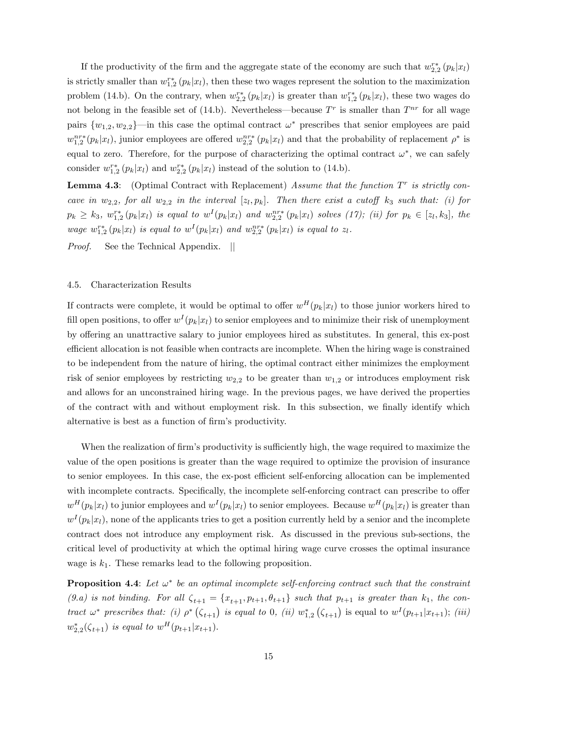If the productivity of the firm and the aggregate state of the economy are such that $w_{2,2}^{r*}(p_k|x_l)$ is strictly smaller than $w_{1,2}^{r*}(p_k|x_l)$, then these two wages represent the solution to the maximization problem (14.b). On the contrary, when $w_{2,2}^{r*}(p_k|x_l)$ is greater than $w_{1,2}^{r*}(p_k|x_l)$, these two wages do not belong in the feasible set of (14.b). Nevertheless—because $T^r$ is smaller than $T^{nr}$ for all wage pairs $\{w_{1,2}, w_{2,2}\}$—in this case the optimal contract $\omega^*$ prescribes that senior employees are paid $w_{1,2}^{nr*}(p_k|x_l)$, junior employees are offered $w_{2,2}^{nr*}(p_k|x_l)$ and that the probability of replacement $\rho^*$ is equal to zero. Therefore, for the purpose of characterizing the optimal contract $\omega^*$, we can safely consider $w_{1,2}^{r*}(p_k|x_l)$ and $w_{2,2}^{r*}(p_k|x_l)$ instead of the solution to (14.b).

**Lemma 4.3**: (Optimal Contract with Replacement) *Assume that the function $T^r$ is strictly concave in $w_{2,2}$, for all $w_{2,2}$ in the interval $[z_l, p_k]$. Then there exist a cutoff $k_3$ such that: (i) for $p_k \geq k_3$, $w_{1,2}^{r*}(p_k|x_l)$ is equal to $w^I(p_k|x_l)$ and $w_{2,2}^{nr*}(p_k|x_l)$ solves (17); (ii) for $p_k \in [z_l, k_3]$, the wage $w_{1,2}^{r*}(p_k|x_l)$ is equal to $w^I(p_k|x_l)$ and $w_{2,2}^{nr*}(p_k|x_l)$ is equal to $z_l$.*

*Proof.* See the Technical Appendix. ||

### 4.5. Characterization Results

If contracts were complete, it would be optimal to offer $w^H(p_k|x_l)$ to those junior workers hired to fill open positions, to offer $w^I(p_k|x_l)$ to senior employees and to minimize their risk of unemployment by offering an unattractive salary to junior employees hired as substitutes. In general, this ex-post efficient allocation is not feasible when contracts are incomplete. When the hiring wage is constrained to be independent from the nature of hiring, the optimal contract either minimizes the employment risk of senior employees by restricting $w_{2,2}$ to be greater than $w_{1,2}$ or introduces employment risk and allows for an unconstrained hiring wage. In the previous pages, we have derived the properties of the contract with and without employment risk. In this subsection, we finally identify which alternative is best as a function of firm's productivity.

When the realization of firm's productivity is sufficiently high, the wage required to maximize the value of the open positions is greater than the wage required to optimize the provision of insurance to senior employees. In this case, the ex-post efficient self-enforcing allocation can be implemented with incomplete contracts. Specifically, the incomplete self-enforcing contract can prescribe to offer $w^H(p_k|x_l)$ to junior employees and $w^I(p_k|x_l)$ to senior employees. Because $w^H(p_k|x_l)$ is greater than $w^I(p_k|x_l)$, none of the applicants tries to get a position currently held by a senior and the incomplete contract does not introduce any employment risk. As discussed in the previous sub-sections, the critical level of productivity at which the optimal hiring wage curve crosses the optimal insurance wage is $k_1$. These remarks lead to the following proposition.

**Proposition 4.4**: *Let $\omega^*$ be an optimal incomplete self-enforcing contract such that the constraint (9.a) is not binding. For all $\zeta_{t+1} = \{x_{t+1}, p_{t+1}, \theta_{t+1}\}$ such that $p_{t+1}$ is greater than $k_1$, the contract $\omega^*$ prescribes that: (i) $\rho^*(\zeta_{t+1})$ is equal to 0, (ii) $w_{1,2}^*(\zeta_{t+1})$* is equal to $w^I(p_{t+1}|x_{t+1})$; *(iii) $w_{2,2}^*(\zeta_{t+1})$ is equal to $w^H(p_{t+1}|x_{t+1})$.*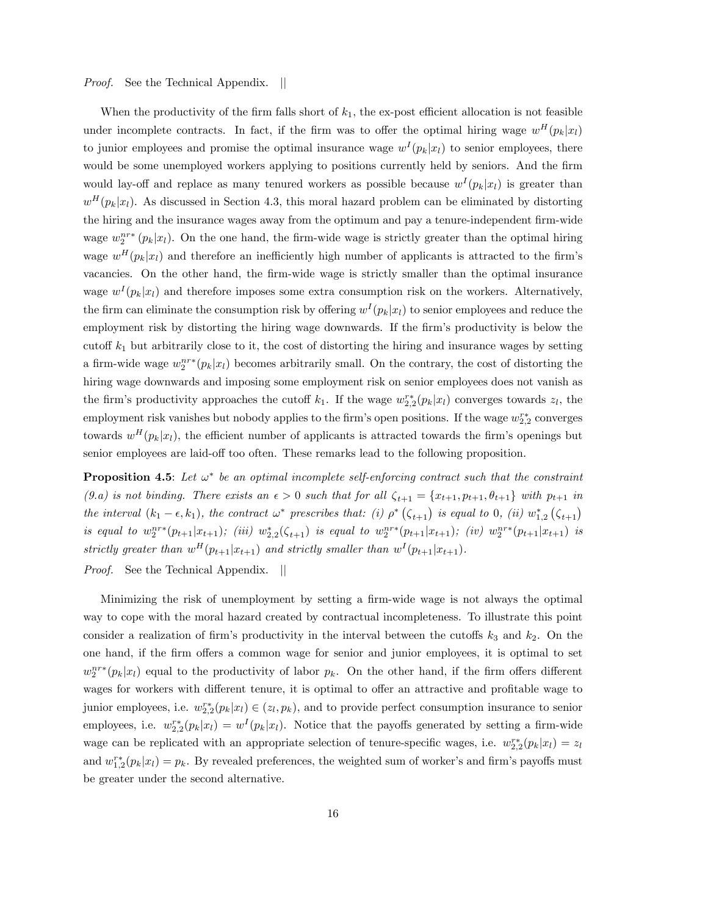*Proof.* See the Technical Appendix. ||

When the productivity of the firm falls short of $k_1$, the ex-post efficient allocation is not feasible under incomplete contracts. In fact, if the firm was to offer the optimal hiring wage $w^H(p_k|x_l)$ to junior employees and promise the optimal insurance wage $w^I(p_k|x_l)$ to senior employees, there would be some unemployed workers applying to positions currently held by seniors. And the firm would lay-off and replace as many tenured workers as possible because $w^I(p_k|x_l)$ is greater than $w^H(p_k|x_l)$. As discussed in Section 4.3, this moral hazard problem can be eliminated by distorting the hiring and the insurance wages away from the optimum and pay a tenure-independent firm-wide wage $w_2^{nr*}(p_k|x_l)$. On the one hand, the firm-wide wage is strictly greater than the optimal hiring wage $w^H(p_k|x_l)$ and therefore an inefficiently high number of applicants is attracted to the firm's vacancies. On the other hand, the firm-wide wage is strictly smaller than the optimal insurance wage $w^I(p_k|x_l)$ and therefore imposes some extra consumption risk on the workers. Alternatively, the firm can eliminate the consumption risk by offering $w^I(p_k|x_l)$ to senior employees and reduce the employment risk by distorting the hiring wage downwards. If the firm's productivity is below the cutoff $k_1$ but arbitrarily close to it, the cost of distorting the hiring and insurance wages by setting a firm-wide wage $w_2^{nr*}(p_k|x_l)$ becomes arbitrarily small. On the contrary, the cost of distorting the hiring wage downwards and imposing some employment risk on senior employees does not vanish as the firm's productivity approaches the cutoff $k_1$. If the wage $w_{2,2}^{r*}(p_k|x_l)$ converges towards $z_l$, the employment risk vanishes but nobody applies to the firm's open positions. If the wage $w_{2,2}^{r*}$ converges towards $w^H(p_k|x_l)$, the efficient number of applicants is attracted towards the firm's openings but senior employees are laid-off too often. These remarks lead to the following proposition.

**Proposition 4.5**: *Let $\omega^*$ be an optimal incomplete self-enforcing contract such that the constraint (9.a) is not binding. There exists an $\epsilon > 0$ such that for all $\zeta_{t+1} = \{x_{t+1}, p_{t+1}, \theta_{t+1}\}$ with $p_{t+1}$ in the interval $(k_1 - \epsilon, k_1)$, the contract $\omega^*$ prescribes that: (i) $\rho^*(\zeta_{t+1})$ is equal to 0, (ii) $w_{1,2}^*(\zeta_{t+1})$ is equal to $w_2^{nr*}(p_{t+1}|x_{t+1})$; (iii) $w_{2,2}^*(\zeta_{t+1})$ is equal to $w_2^{nr*}(p_{t+1}|x_{t+1})$; (iv) $w_2^{nr*}(p_{t+1}|x_{t+1})$ is strictly greater than $w^H(p_{t+1}|x_{t+1})$ and strictly smaller than $w^I(p_{t+1}|x_{t+1})$.*

*Proof.* See the Technical Appendix. ||

Minimizing the risk of unemployment by setting a firm-wide wage is not always the optimal way to cope with the moral hazard created by contractual incompleteness. To illustrate this point consider a realization of firm's productivity in the interval between the cutoffs $k_3$ and $k_2$. On the one hand, if the firm offers a common wage for senior and junior employees, it is optimal to set $w_2^{nr*}(p_k|x_l)$ equal to the productivity of labor $p_k$. On the other hand, if the firm offers different wages for workers with different tenure, it is optimal to offer an attractive and profitable wage to junior employees, i.e. $w_{2,2}^{r*}(p_k|x_l) \in (z_l, p_k)$, and to provide perfect consumption insurance to senior employees, i.e. $w_{2,2}^{r*}(p_k|x_l) = w^I(p_k|x_l)$. Notice that the payoffs generated by setting a firm-wide wage can be replicated with an appropriate selection of tenure-specific wages, i.e. $w_{2,2}^{r*}(p_k|x_l) = z_l$ and $w_{1,2}^{r*}(p_k|x_l) = p_k$. By revealed preferences, the weighted sum of worker's and firm's payoffs must be greater under the second alternative.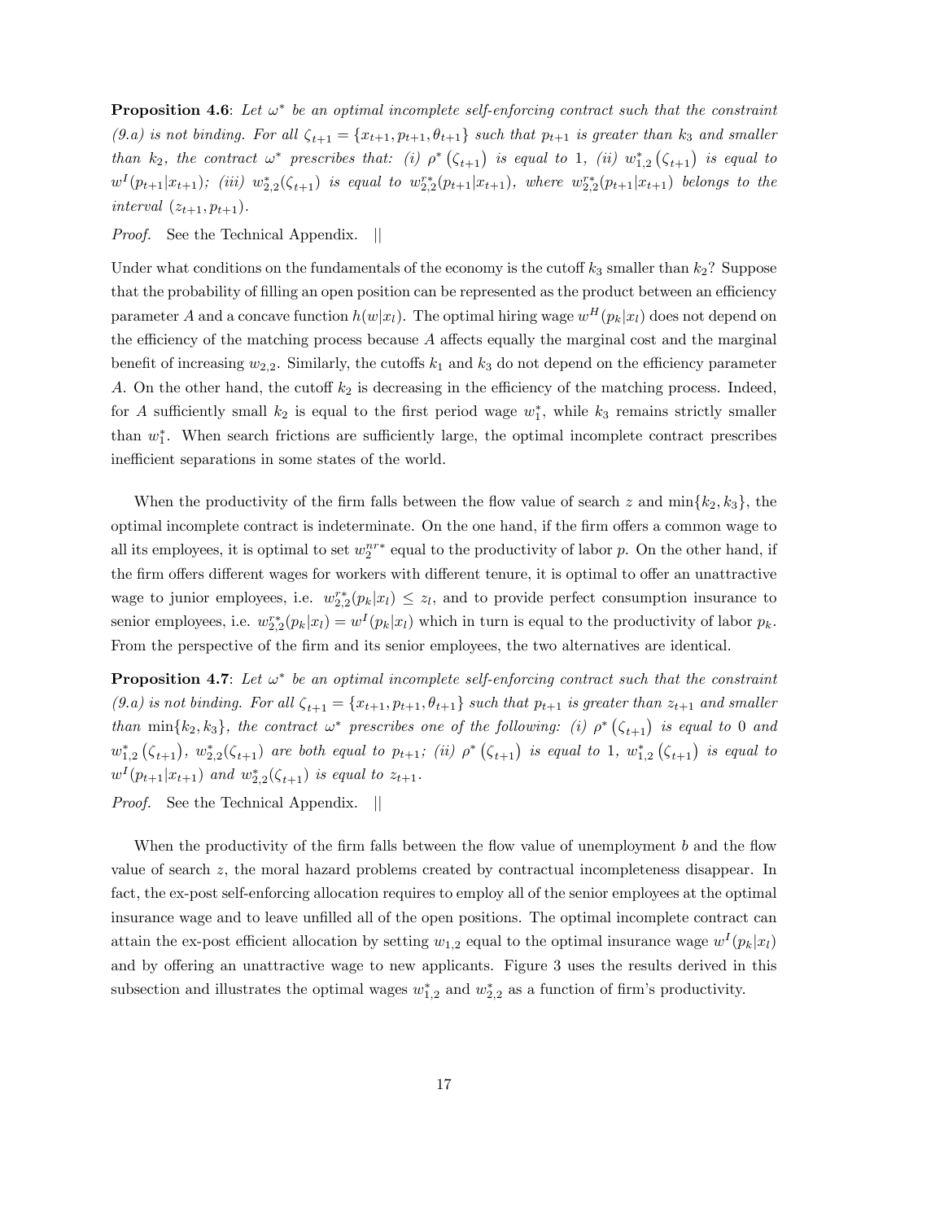**Proposition 4.6**: *Let $\omega^*$ be an optimal incomplete self-enforcing contract such that the constraint (9.a) is not binding. For all $\zeta_{t+1} = \{x_{t+1}, p_{t+1}, \theta_{t+1}\}$ such that $p_{t+1}$ is greater than $k_3$ and smaller than $k_2$, the contract $\omega^*$ prescribes that: (i) $\rho^*(\zeta_{t+1})$ is equal to 1, (ii) $w^*_{1,2}(\zeta_{t+1})$ is equal to $w^I(p_{t+1}|x_{t+1})$; (iii) $w^*_{2,2}(\zeta_{t+1})$ is equal to $w^{r*}_{2,2}(p_{t+1}|x_{t+1})$, where $w^{r*}_{2,2}(p_{t+1}|x_{t+1})$ belongs to the interval $(z_{t+1}, p_{t+1})$.*

*Proof.* See the Technical Appendix. ||

Under what conditions on the fundamentals of the economy is the cutoff $k_3$ smaller than $k_2$? Suppose that the probability of filling an open position can be represented as the product between an efficiency parameter $A$ and a concave function $h(w|x_l)$. The optimal hiring wage $w^H(p_k|x_l)$ does not depend on the efficiency of the matching process because $A$ affects equally the marginal cost and the marginal benefit of increasing $w_{2,2}$. Similarly, the cutoffs $k_1$ and $k_3$ do not depend on the efficiency parameter $A$. On the other hand, the cutoff $k_2$ is decreasing in the efficiency of the matching process. Indeed, for $A$ sufficiently small $k_2$ is equal to the first period wage $w^*_1$, while $k_3$ remains strictly smaller than $w^*_1$. When search frictions are sufficiently large, the optimal incomplete contract prescribes inefficient separations in some states of the world.

When the productivity of the firm falls between the flow value of search $z$ and $\min\{k_2, k_3\}$, the optimal incomplete contract is indeterminate. On the one hand, if the firm offers a common wage to all its employees, it is optimal to set $w^{nr*}_2$ equal to the productivity of labor $p$. On the other hand, if the firm offers different wages for workers with different tenure, it is optimal to offer an unattractive wage to junior employees, i.e. $w^{r*}_{2,2}(p_k|x_l) \leq z_l$, and to provide perfect consumption insurance to senior employees, i.e. $w^{r*}_{2,2}(p_k|x_l) = w^I(p_k|x_l)$ which in turn is equal to the productivity of labor $p_k$. From the perspective of the firm and its senior employees, the two alternatives are identical.

**Proposition 4.7**: *Let $\omega^*$ be an optimal incomplete self-enforcing contract such that the constraint (9.a) is not binding. For all $\zeta_{t+1} = \{x_{t+1}, p_{t+1}, \theta_{t+1}\}$ such that $p_{t+1}$ is greater than $z_{t+1}$ and smaller than $\min\{k_2, k_3\}$, the contract $\omega^*$ prescribes one of the following: (i) $\rho^*(\zeta_{t+1})$ is equal to 0 and $w^*_{1,2}(\zeta_{t+1})$, $w^*_{2,2}(\zeta_{t+1})$ are both equal to $p_{t+1}$; (ii) $\rho^*(\zeta_{t+1})$ is equal to 1, $w^*_{1,2}(\zeta_{t+1})$ is equal to $w^I(p_{t+1}|x_{t+1})$ and $w^*_{2,2}(\zeta_{t+1})$ is equal to $z_{t+1}$.*

*Proof.* See the Technical Appendix. ||

When the productivity of the firm falls between the flow value of unemployment $b$ and the flow value of search $z$, the moral hazard problems created by contractual incompleteness disappear. In fact, the ex-post self-enforcing allocation requires to employ all of the senior employees at the optimal insurance wage and to leave unfilled all of the open positions. The optimal incomplete contract can attain the ex-post efficient allocation by setting $w_{1,2}$ equal to the optimal insurance wage $w^I(p_k|x_l)$ and by offering an unattractive wage to new applicants. Figure 3 uses the results derived in this subsection and illustrates the optimal wages $w^*_{1,2}$ and $w^*_{2,2}$ as a function of firm's productivity.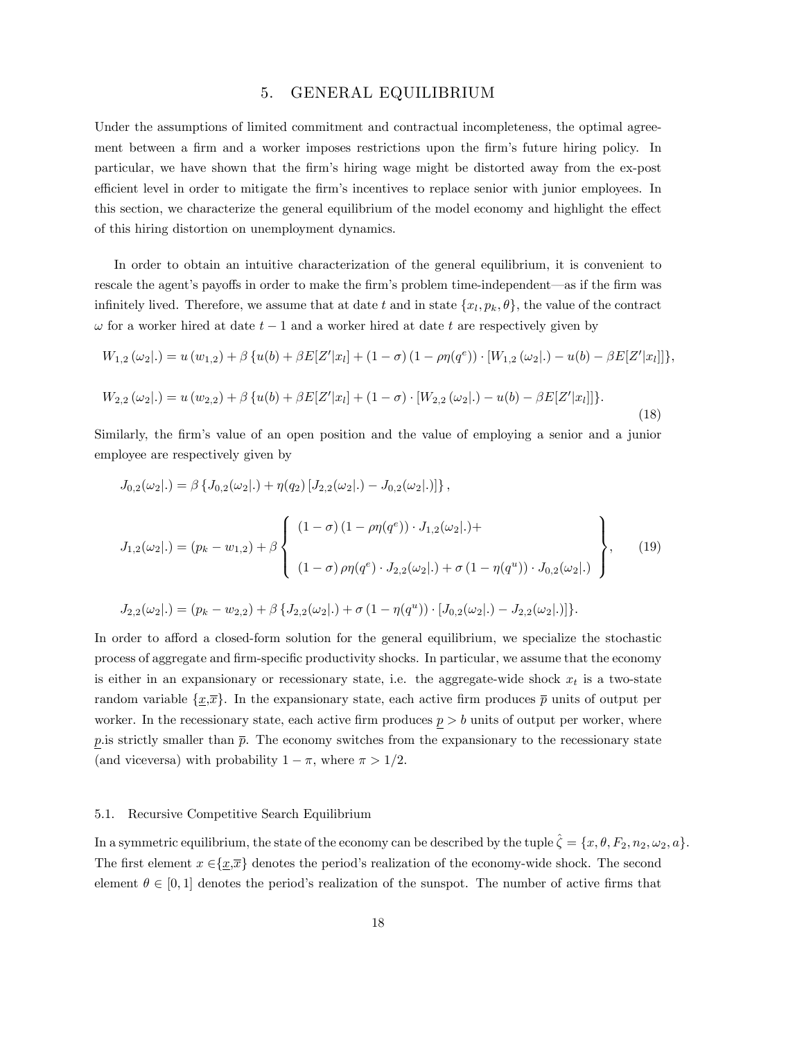# 5. GENERAL EQUILIBRIUM

Under the assumptions of limited commitment and contractual incompleteness, the optimal agreement between a firm and a worker imposes restrictions upon the firm's future hiring policy. In particular, we have shown that the firm's hiring wage might be distorted away from the ex-post efficient level in order to mitigate the firm's incentives to replace senior with junior employees. In this section, we characterize the general equilibrium of the model economy and highlight the effect of this hiring distortion on unemployment dynamics.

In order to obtain an intuitive characterization of the general equilibrium, it is convenient to rescale the agent's payoffs in order to make the firm's problem time-independent—as if the firm was infinitely lived. Therefore, we assume that at date $t$ and in state $\{x_l, p_k, \theta\}$, the value of the contract $\omega$ for a worker hired at date $t-1$ and a worker hired at date $t$ are respectively given by

$$W_{1,2}\left(\omega_2|.\right) = u\left(w_{1,2}\right) + \beta\left\{u(b) + \beta E[Z'|x_l] + (1-\sigma)\left(1-\rho\eta(q^e)\right)\cdot\left[W_{1,2}\left(\omega_2|.\right) - u(b) - \beta E[Z'|x_l]\right]\right\},$$

$$W_{2,2}\left(\omega_2|.\right) = u\left(w_{2,2}\right) + \beta\left\{u(b) + \beta E[Z'|x_l] + (1-\sigma)\cdot\left[W_{2,2}\left(\omega_2|.\right) - u(b) - \beta E[Z'|x_l]\right]\right\}. \tag{18}$$

Similarly, the firm's value of an open position and the value of employing a senior and a junior employee are respectively given by

$$J_{0,2}(\omega_2|.) = \beta\left\{J_{0,2}(\omega_2|.) + \eta(q_2)\left[J_{2,2}(\omega_2|.) - J_{0,2}(\omega_2|.)\right]\right\},$$

$$J_{1,2}(\omega_2|.) = (p_k - w_{1,2}) + \beta\left\{\begin{array}{l} (1-\sigma)\left(1-\rho\eta(q^e)\right)\cdot J_{1,2}(\omega_2|.) + \\ \\ (1-\sigma)\,\rho\eta(q^e)\cdot J_{2,2}(\omega_2|.) + \sigma\left(1-\eta(q^u)\right)\cdot J_{0,2}(\omega_2|.) \end{array}\right\}, \tag{19}$$

$$J_{2,2}(\omega_2|.) = (p_k - w_{2,2}) + \beta\left\{J_{2,2}(\omega_2|.) + \sigma\left(1-\eta(q^u)\right)\cdot\left[J_{0,2}(\omega_2|.) - J_{2,2}(\omega_2|.)\right]\right\}.$$

In order to afford a closed-form solution for the general equilibrium, we specialize the stochastic process of aggregate and firm-specific productivity shocks. In particular, we assume that the economy is either in an expansionary or recessionary state, i.e. the aggregate-wide shock $x_t$ is a two-state random variable $\{\underline{x},\overline{x}\}$. In the expansionary state, each active firm produces $\overline{p}$ units of output per worker. In the recessionary state, each active firm produces $\underline{p} > b$ units of output per worker, where $\underline{p}$.is strictly smaller than $\overline{p}$. The economy switches from the expansionary to the recessionary state (and viceversa) with probability $1-\pi$, where $\pi > 1/2$.

## 5.1. Recursive Competitive Search Equilibrium

In a symmetric equilibrium, the state of the economy can be described by the tuple $\hat{\zeta} = \{x, \theta, F_2, n_2, \omega_2, a\}$. The first element $x \in \{\underline{x},\overline{x}\}$ denotes the period's realization of the economy-wide shock. The second element $\theta \in [0,1]$ denotes the period's realization of the sunspot. The number of active firms that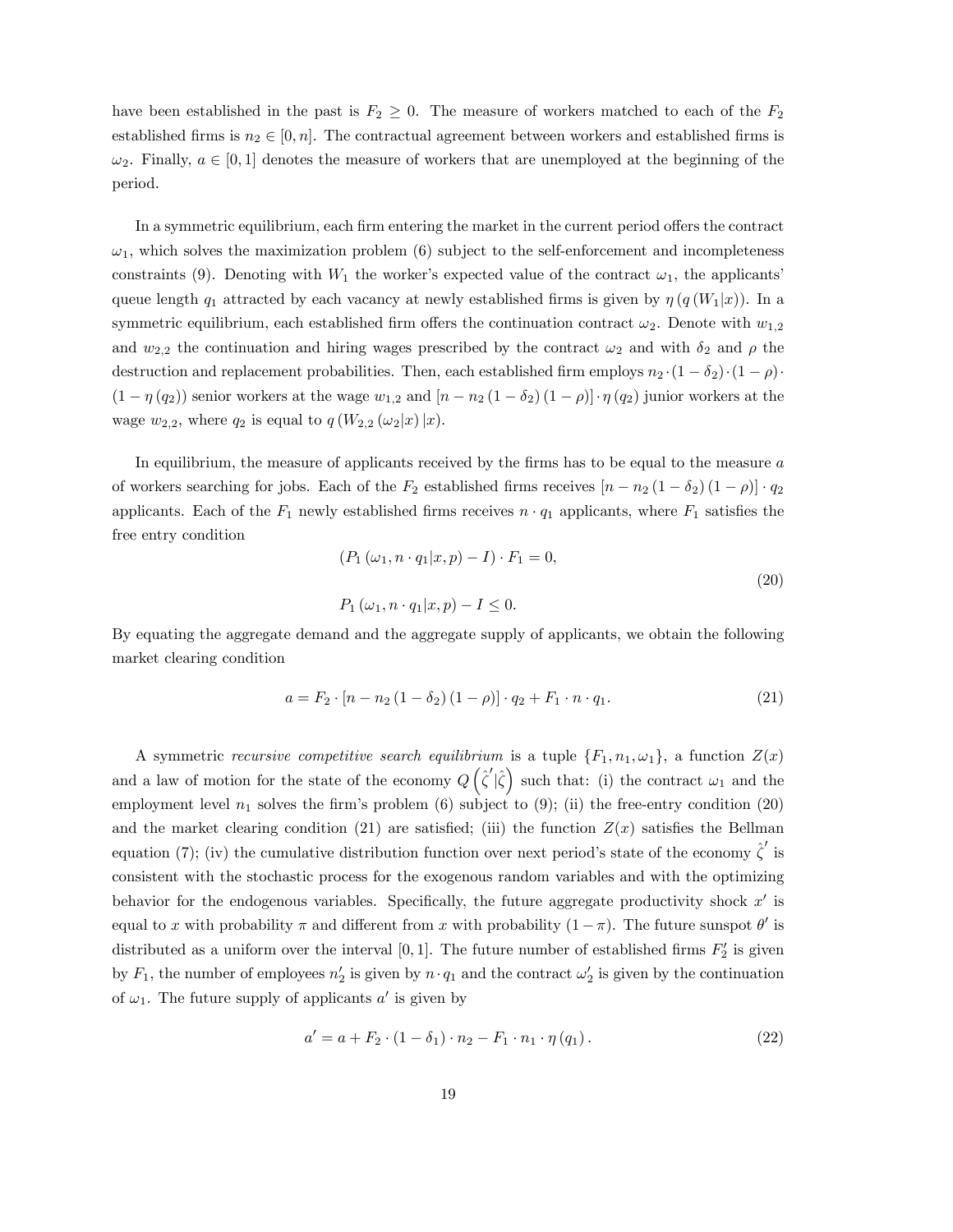have been established in the past is $F_2 \geq 0$. The measure of workers matched to each of the $F_2$ established firms is $n_2 \in [0, n]$. The contractual agreement between workers and established firms is $\omega_2$. Finally, $a \in [0, 1]$ denotes the measure of workers that are unemployed at the beginning of the period.

In a symmetric equilibrium, each firm entering the market in the current period offers the contract $\omega_1$, which solves the maximization problem (6) subject to the self-enforcement and incompleteness constraints (9). Denoting with $W_1$ the worker's expected value of the contract $\omega_1$, the applicants' queue length $q_1$ attracted by each vacancy at newly established firms is given by $\eta(q(W_1|x))$. In a symmetric equilibrium, each established firm offers the continuation contract $\omega_2$. Denote with $w_{1,2}$ and $w_{2,2}$ the continuation and hiring wages prescribed by the contract $\omega_2$ and with $\delta_2$ and $\rho$ the destruction and replacement probabilities. Then, each established firm employs $n_2 \cdot (1 - \delta_2) \cdot (1 - \rho) \cdot (1 - \eta(q_2))$ senior workers at the wage $w_{1,2}$ and $[n - n_2(1 - \delta_2)(1 - \rho)] \cdot \eta(q_2)$ junior workers at the wage $w_{2,2}$, where $q_2$ is equal to $q(W_{2,2}(\omega_2|x)|x)$.

In equilibrium, the measure of applicants received by the firms has to be equal to the measure $a$ of workers searching for jobs. Each of the $F_2$ established firms receives $[n - n_2(1 - \delta_2)(1 - \rho)] \cdot q_2$ applicants. Each of the $F_1$ newly established firms receives $n \cdot q_1$ applicants, where $F_1$ satisfies the free entry condition

$$
\begin{aligned}
&(P_1(\omega_1, n \cdot q_1|x, p) - I) \cdot F_1 = 0, \\
&P_1(\omega_1, n \cdot q_1|x, p) - I \leq 0.
\end{aligned}
\tag{20}
$$

By equating the aggregate demand and the aggregate supply of applicants, we obtain the following market clearing condition

$$
a = F_2 \cdot [n - n_2(1 - \delta_2)(1 - \rho)] \cdot q_2 + F_1 \cdot n \cdot q_1. \tag{21}
$$

A symmetric *recursive competitive search equilibrium* is a tuple $\{F_1, n_1, \omega_1\}$, a function $Z(x)$ and a law of motion for the state of the economy $Q\left(\hat{\zeta}'|\hat{\zeta}\right)$ such that: (i) the contract $\omega_1$ and the employment level $n_1$ solves the firm's problem (6) subject to (9); (ii) the free-entry condition (20) and the market clearing condition (21) are satisfied; (iii) the function $Z(x)$ satisfies the Bellman equation (7); (iv) the cumulative distribution function over next period's state of the economy $\hat{\zeta}'$ is consistent with the stochastic process for the exogenous random variables and with the optimizing behavior for the endogenous variables. Specifically, the future aggregate productivity shock $x'$ is equal to $x$ with probability $\pi$ and different from $x$ with probability $(1 - \pi)$. The future sunspot $\theta'$ is distributed as a uniform over the interval $[0, 1]$. The future number of established firms $F_2'$ is given by $F_1$, the number of employees $n_2'$ is given by $n \cdot q_1$ and the contract $\omega_2'$ is given by the continuation of $\omega_1$. The future supply of applicants $a'$ is given by

$$
a' = a + F_2 \cdot (1 - \delta_1) \cdot n_2 - F_1 \cdot n_1 \cdot \eta(q_1). \tag{22}
$$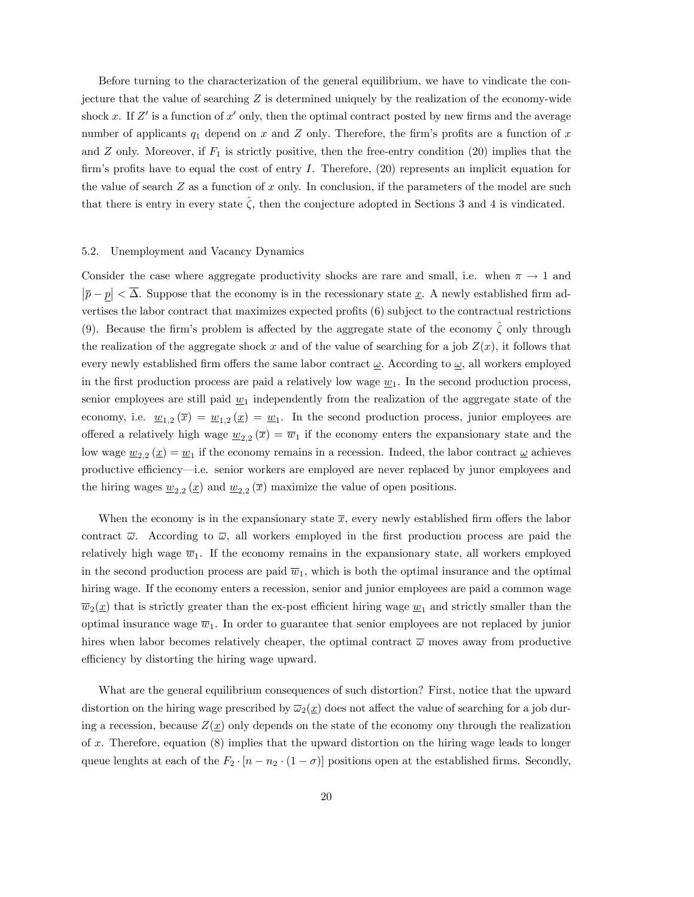Before turning to the characterization of the general equilibrium, we have to vindicate the conjecture that the value of searching $Z$ is determined uniquely by the realization of the economy-wide shock $x$. If $Z'$ is a function of $x'$ only, then the optimal contract posted by new firms and the average number of applicants $q_1$ depend on $x$ and $Z$ only. Therefore, the firm's profits are a function of $x$ and $Z$ only. Moreover, if $F_1$ is strictly positive, then the free-entry condition (20) implies that the firm's profits have to equal the cost of entry $I$. Therefore, (20) represents an implicit equation for the value of search $Z$ as a function of $x$ only. In conclusion, if the parameters of the model are such that there is entry in every state $\hat{\zeta}$, then the conjecture adopted in Sections 3 and 4 is vindicated.

## 5.2. Unemployment and Vacancy Dynamics

Consider the case where aggregate productivity shocks are rare and small, i.e. when $\pi \to 1$ and $\left|\overline{p} - \underline{p}\right| < \overline{\Delta}$. Suppose that the economy is in the recessionary state $\underline{x}$. A newly established firm advertises the labor contract that maximizes expected profits (6) subject to the contractual restrictions (9). Because the firm's problem is affected by the aggregate state of the economy $\hat{\zeta}$ only through the realization of the aggregate shock $x$ and of the value of searching for a job $Z(x)$, it follows that every newly established firm offers the same labor contract $\underline{\omega}$. According to $\underline{\omega}$, all workers employed in the first production process are paid a relatively low wage $\underline{w}_1$. In the second production process, senior employees are still paid $\underline{w}_1$ independently from the realization of the aggregate state of the economy, i.e. $\underline{w}_{1,2}(\overline{x}) = \underline{w}_{1,2}(\underline{x}) = \underline{w}_1$. In the second production process, junior employees are offered a relatively high wage $\underline{w}_{2,2}(\overline{x}) = \overline{w}_1$ if the economy enters the expansionary state and the low wage $\underline{w}_{2,2}(\underline{x}) = \underline{w}_1$ if the economy remains in a recession. Indeed, the labor contract $\underline{\omega}$ achieves productive efficiency—i.e. senior workers are employed are never replaced by junor employees and the hiring wages $\underline{w}_{2,2}(\underline{x})$ and $\underline{w}_{2,2}(\overline{x})$ maximize the value of open positions.

When the economy is in the expansionary state $\overline{x}$, every newly established firm offers the labor contract $\overline{\omega}$. According to $\overline{\omega}$, all workers employed in the first production process are paid the relatively high wage $\overline{w}_1$. If the economy remains in the expansionary state, all workers employed in the second production process are paid $\overline{w}_1$, which is both the optimal insurance and the optimal hiring wage. If the economy enters a recession, senior and junior employees are paid a common wage $\overline{w}_2(\underline{x})$ that is strictly greater than the ex-post efficient hiring wage $\underline{w}_1$ and strictly smaller than the optimal insurance wage $\overline{w}_1$. In order to guarantee that senior employees are not replaced by junior hires when labor becomes relatively cheaper, the optimal contract $\overline{\omega}$ moves away from productive efficiency by distorting the hiring wage upward.

What are the general equilibrium consequences of such distortion? First, notice that the upward distortion on the hiring wage prescribed by $\overline{\omega}_2(\underline{x})$ does not affect the value of searching for a job during a recession, because $Z(\underline{x})$ only depends on the state of the economy ony through the realization of $x$. Therefore, equation (8) implies that the upward distortion on the hiring wage leads to longer queue lenghts at each of the $F_2 \cdot [n - n_2 \cdot (1 - \sigma)]$ positions open at the established firms. Secondly,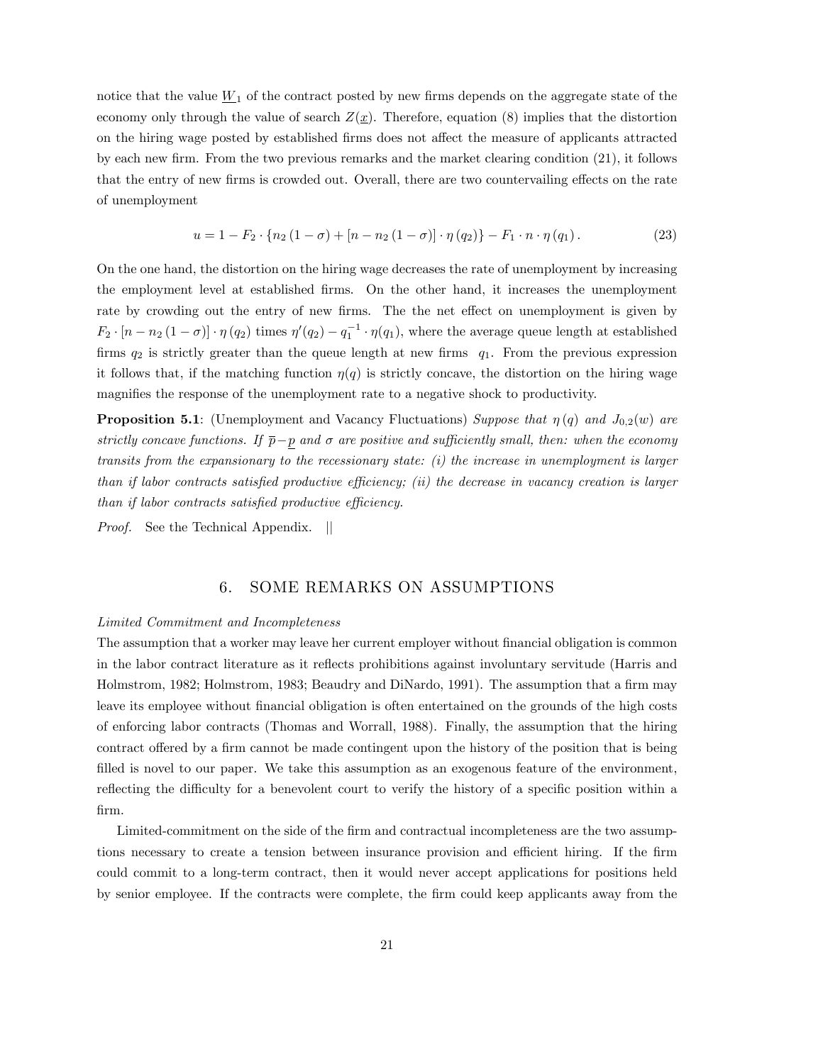notice that the value $\underline{W}_1$ of the contract posted by new firms depends on the aggregate state of the economy only through the value of search $Z(\underline{x})$. Therefore, equation (8) implies that the distortion on the hiring wage posted by established firms does not affect the measure of applicants attracted by each new firm. From the two previous remarks and the market clearing condition (21), it follows that the entry of new firms is crowded out. Overall, there are two countervailing effects on the rate of unemployment

$$u = 1 - F_2 \cdot \{n_2(1-\sigma) + [n - n_2(1-\sigma)] \cdot \eta(q_2)\} - F_1 \cdot n \cdot \eta(q_1). \tag{23}$$

On the one hand, the distortion on the hiring wage decreases the rate of unemployment by increasing the employment level at established firms. On the other hand, it increases the unemployment rate by crowding out the entry of new firms. The the net effect on unemployment is given by $F_2 \cdot [n - n_2(1-\sigma)] \cdot \eta(q_2)$ times $\eta'(q_2) - q_1^{-1} \cdot \eta(q_1)$, where the average queue length at established firms $q_2$ is strictly greater than the queue length at new firms $q_1$. From the previous expression it follows that, if the matching function $\eta(q)$ is strictly concave, the distortion on the hiring wage magnifies the response of the unemployment rate to a negative shock to productivity.

**Proposition 5.1**: (Unemployment and Vacancy Fluctuations) *Suppose that $\eta(q)$ and $J_{0,2}(w)$ are strictly concave functions. If $\overline{p} - \underline{p}$ and $\sigma$ are positive and sufficiently small, then: when the economy transits from the expansionary to the recessionary state: (i) the increase in unemployment is larger than if labor contracts satisfied productive efficiency; (ii) the decrease in vacancy creation is larger than if labor contracts satisfied productive efficiency.*

*Proof.* See the Technical Appendix. ||

## 6. SOME REMARKS ON ASSUMPTIONS

*Limited Commitment and Incompleteness*

The assumption that a worker may leave her current employer without financial obligation is common in the labor contract literature as it reflects prohibitions against involuntary servitude (Harris and Holmstrom, 1982; Holmstrom, 1983; Beaudry and DiNardo, 1991). The assumption that a firm may leave its employee without financial obligation is often entertained on the grounds of the high costs of enforcing labor contracts (Thomas and Worrall, 1988). Finally, the assumption that the hiring contract offered by a firm cannot be made contingent upon the history of the position that is being filled is novel to our paper. We take this assumption as an exogenous feature of the environment, reflecting the difficulty for a benevolent court to verify the history of a specific position within a firm.

Limited-commitment on the side of the firm and contractual incompleteness are the two assumptions necessary to create a tension between insurance provision and efficient hiring. If the firm could commit to a long-term contract, then it would never accept applications for positions held by senior employee. If the contracts were complete, the firm could keep applicants away from the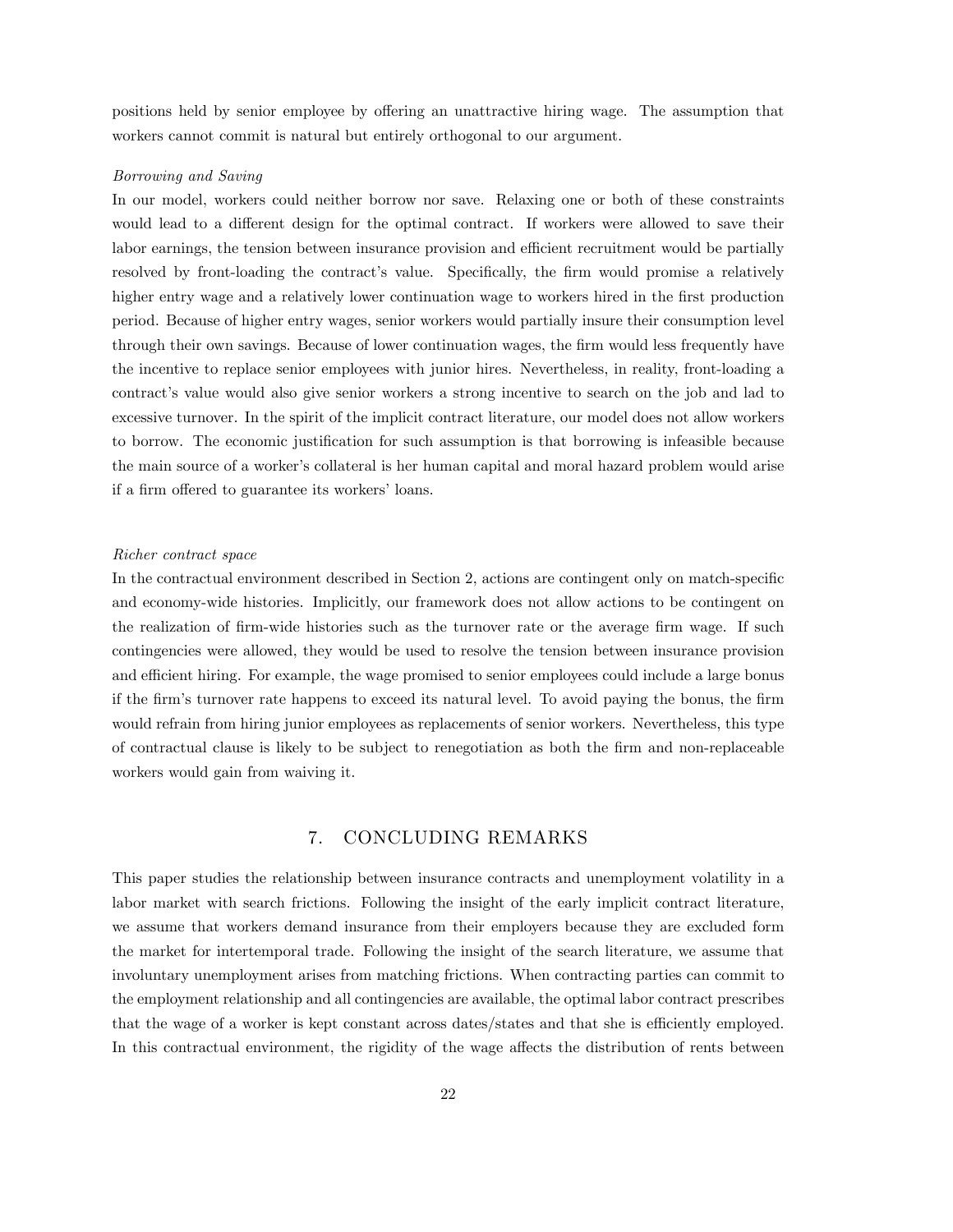positions held by senior employee by offering an unattractive hiring wage. The assumption that workers cannot commit is natural but entirely orthogonal to our argument.

*Borrowing and Saving*

In our model, workers could neither borrow nor save. Relaxing one or both of these constraints would lead to a different design for the optimal contract. If workers were allowed to save their labor earnings, the tension between insurance provision and efficient recruitment would be partially resolved by front-loading the contract's value. Specifically, the firm would promise a relatively higher entry wage and a relatively lower continuation wage to workers hired in the first production period. Because of higher entry wages, senior workers would partially insure their consumption level through their own savings. Because of lower continuation wages, the firm would less frequently have the incentive to replace senior employees with junior hires. Nevertheless, in reality, front-loading a contract's value would also give senior workers a strong incentive to search on the job and lad to excessive turnover. In the spirit of the implicit contract literature, our model does not allow workers to borrow. The economic justification for such assumption is that borrowing is infeasible because the main source of a worker's collateral is her human capital and moral hazard problem would arise if a firm offered to guarantee its workers' loans.

*Richer contract space*

In the contractual environment described in Section 2, actions are contingent only on match-specific and economy-wide histories. Implicitly, our framework does not allow actions to be contingent on the realization of firm-wide histories such as the turnover rate or the average firm wage. If such contingencies were allowed, they would be used to resolve the tension between insurance provision and efficient hiring. For example, the wage promised to senior employees could include a large bonus if the firm's turnover rate happens to exceed its natural level. To avoid paying the bonus, the firm would refrain from hiring junior employees as replacements of senior workers. Nevertheless, this type of contractual clause is likely to be subject to renegotiation as both the firm and non-replaceable workers would gain from waiving it.

## 7. CONCLUDING REMARKS

This paper studies the relationship between insurance contracts and unemployment volatility in a labor market with search frictions. Following the insight of the early implicit contract literature, we assume that workers demand insurance from their employers because they are excluded form the market for intertemporal trade. Following the insight of the search literature, we assume that involuntary unemployment arises from matching frictions. When contracting parties can commit to the employment relationship and all contingencies are available, the optimal labor contract prescribes that the wage of a worker is kept constant across dates/states and that she is efficiently employed. In this contractual environment, the rigidity of the wage affects the distribution of rents between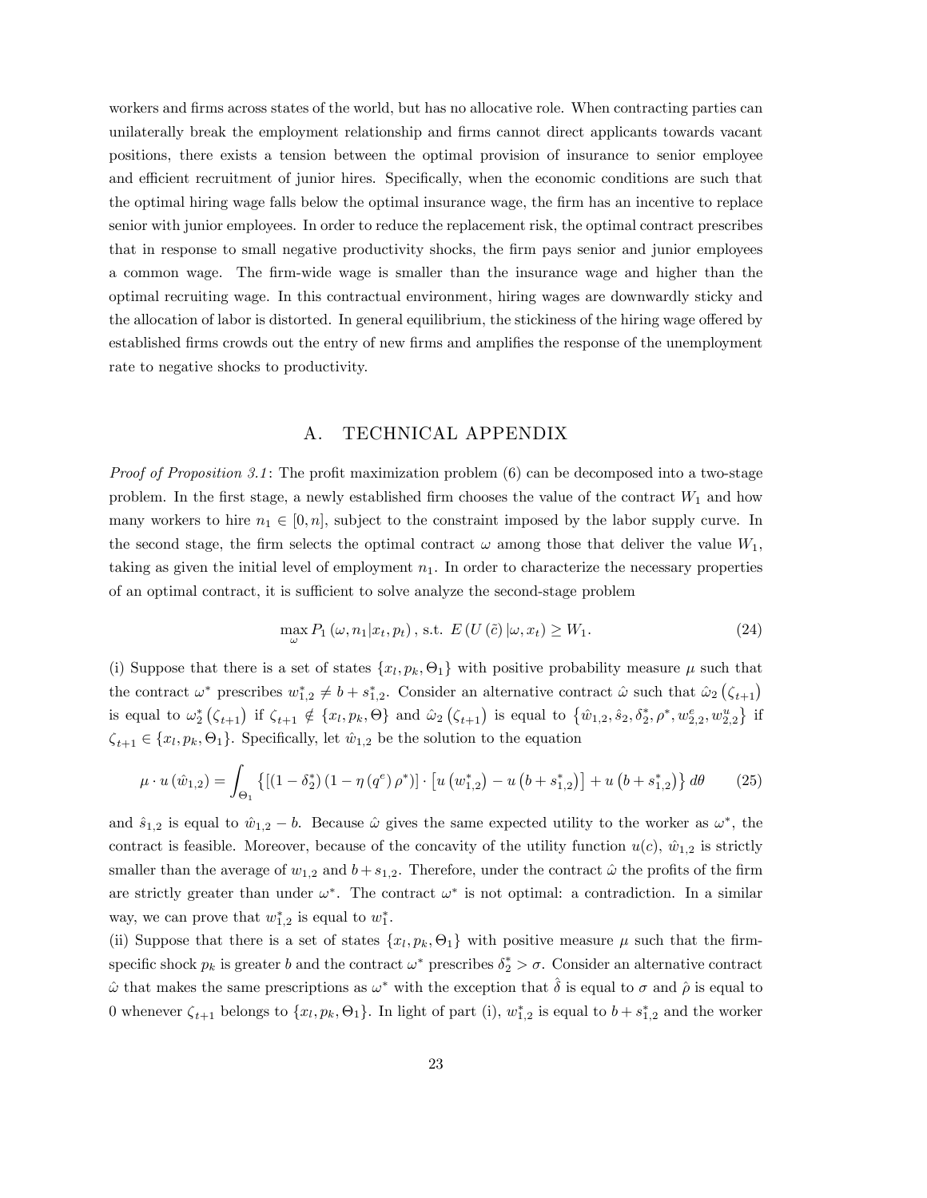workers and firms across states of the world, but has no allocative role. When contracting parties can unilaterally break the employment relationship and firms cannot direct applicants towards vacant positions, there exists a tension between the optimal provision of insurance to senior employee and efficient recruitment of junior hires. Specifically, when the economic conditions are such that the optimal hiring wage falls below the optimal insurance wage, the firm has an incentive to replace senior with junior employees. In order to reduce the replacement risk, the optimal contract prescribes that in response to small negative productivity shocks, the firm pays senior and junior employees a common wage. The firm-wide wage is smaller than the insurance wage and higher than the optimal recruiting wage. In this contractual environment, hiring wages are downwardly sticky and the allocation of labor is distorted. In general equilibrium, the stickiness of the hiring wage offered by established firms crowds out the entry of new firms and amplifies the response of the unemployment rate to negative shocks to productivity.

## A. TECHNICAL APPENDIX

*Proof of Proposition 3.1*: The profit maximization problem (6) can be decomposed into a two-stage problem. In the first stage, a newly established firm chooses the value of the contract $W_1$ and how many workers to hire $n_1 \in [0, n]$, subject to the constraint imposed by the labor supply curve. In the second stage, the firm selects the optimal contract $\omega$ among those that deliver the value $W_1$, taking as given the initial level of employment $n_1$. In order to characterize the necessary properties of an optimal contract, it is sufficient to solve analyze the second-stage problem

$$\max_{\omega} P_1\left(\omega, n_1 | x_t, p_t\right), \text{ s.t. } E\left(U\left(\tilde{c}\right)|\omega, x_t\right) \geq W_1. \tag{24}$$

(i) Suppose that there is a set of states $\{x_l, p_k, \Theta_1\}$ with positive probability measure $\mu$ such that the contract $\omega^*$ prescribes $w_{1,2}^* \neq b + s_{1,2}^*$. Consider an alternative contract $\hat{\omega}$ such that $\hat{\omega}_2\left(\zeta_{t+1}\right)$ is equal to $\omega_2^*\left(\zeta_{t+1}\right)$ if $\zeta_{t+1} \notin \{x_l, p_k, \Theta\}$ and $\hat{\omega}_2\left(\zeta_{t+1}\right)$ is equal to $\left\{\hat{w}_{1,2}, \hat{s}_2, \delta_2^*, \rho^*, w_{2,2}^e, w_{2,2}^u\right\}$ if $\zeta_{t+1} \in \{x_l, p_k, \Theta_1\}$. Specifically, let $\hat{w}_{1,2}$ be the solution to the equation

$$\mu \cdot u\left(\hat{w}_{1,2}\right) = \int_{\Theta_1} \left\{\left[\left(1-\delta_2^*\right)\left(1-\eta\left(q^e\right)\rho^*\right)\right] \cdot \left[u\left(w_{1,2}^*\right) - u\left(b + s_{1,2}^*\right)\right] + u\left(b + s_{1,2}^*\right)\right\} d\theta \tag{25}$$

and $\hat{s}_{1,2}$ is equal to $\hat{w}_{1,2} - b$. Because $\hat{\omega}$ gives the same expected utility to the worker as $\omega^*$, the contract is feasible. Moreover, because of the concavity of the utility function $u(c)$, $\hat{w}_{1,2}$ is strictly smaller than the average of $w_{1,2}$ and $b + s_{1,2}$. Therefore, under the contract $\hat{\omega}$ the profits of the firm are strictly greater than under $\omega^*$. The contract $\omega^*$ is not optimal: a contradiction. In a similar way, we can prove that $w_{1,2}^*$ is equal to $w_1^*$.

(ii) Suppose that there is a set of states $\{x_l, p_k, \Theta_1\}$ with positive measure $\mu$ such that the firm-specific shock $p_k$ is greater $b$ and the contract $\omega^*$ prescribes $\delta_2^* > \sigma$. Consider an alternative contract $\hat{\omega}$ that makes the same prescriptions as $\omega^*$ with the exception that $\hat{\delta}$ is equal to $\sigma$ and $\hat{\rho}$ is equal to 0 whenever $\zeta_{t+1}$ belongs to $\{x_l, p_k, \Theta_1\}$. In light of part (i), $w_{1,2}^*$ is equal to $b + s_{1,2}^*$ and the worker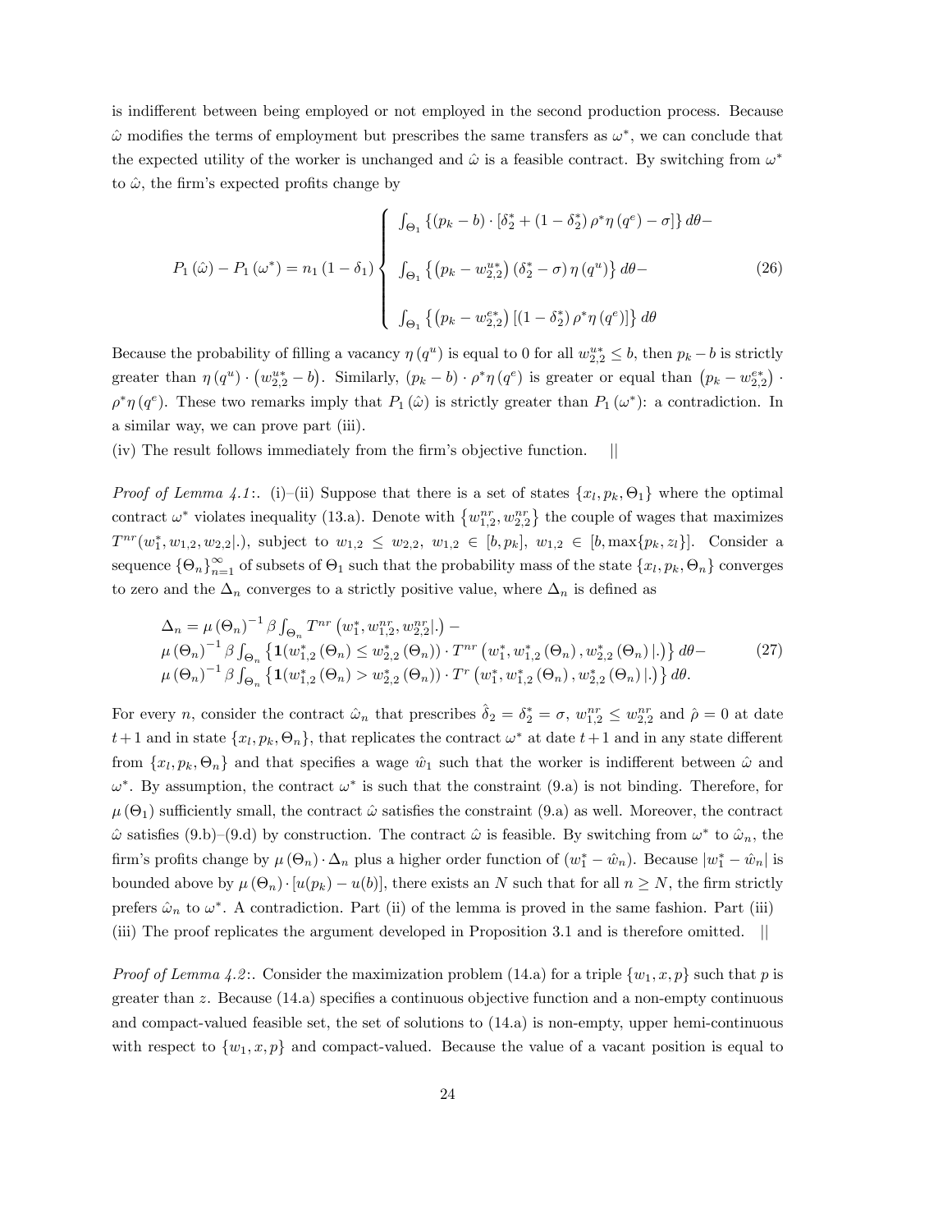is indifferent between being employed or not employed in the second production process. Because $\hat{\omega}$ modifies the terms of employment but prescribes the same transfers as $\omega^*$, we can conclude that the expected utility of the worker is unchanged and $\hat{\omega}$ is a feasible contract. By switching from $\omega^*$ to $\hat{\omega}$, the firm's expected profits change by

$$P_1(\hat{\omega}) - P_1(\omega^*) = n_1(1-\delta_1) \begin{cases} \int_{\Theta_1} \{(p_k - b) \cdot [\delta_2^* + (1-\delta_2^*)\rho^*\eta(q^e) - \sigma]\} d\theta - \\ \int_{\Theta_1} \{(p_k - w_{2,2}^{u*})(\delta_2^* - \sigma)\eta(q^u)\} d\theta - \\ \int_{\Theta_1} \{(p_k - w_{2,2}^{e*})[(1-\delta_2^*)\rho^*\eta(q^e)]\} d\theta \end{cases} \tag{26}$$

Because the probability of filling a vacancy $\eta(q^u)$ is equal to 0 for all $w_{2,2}^{u*} \leq b$, then $p_k - b$ is strictly greater than $\eta(q^u) \cdot (w_{2,2}^{u*} - b)$. Similarly, $(p_k - b) \cdot \rho^*\eta(q^e)$ is greater or equal than $(p_k - w_{2,2}^{e*}) \cdot \rho^*\eta(q^e)$. These two remarks imply that $P_1(\hat{\omega})$ is strictly greater than $P_1(\omega^*)$: a contradiction. In a similar way, we can prove part (iii).

(iv) The result follows immediately from the firm's objective function. ||

*Proof of Lemma 4.1*:. (i)–(ii) Suppose that there is a set of states $\{x_l, p_k, \Theta_1\}$ where the optimal contract $\omega^*$ violates inequality (13.a). Denote with $\{w_{1,2}^{nr}, w_{2,2}^{nr}\}$ the couple of wages that maximizes $T^{nr}(w_1^*, w_{1,2}, w_{2,2}|.)$, subject to $w_{1,2} \leq w_{2,2}$, $w_{1,2} \in [b, p_k]$, $w_{1,2} \in [b, \max\{p_k, z_l\}]$. Consider a sequence $\{\Theta_n\}_{n=1}^{\infty}$ of subsets of $\Theta_1$ such that the probability mass of the state $\{x_l, p_k, \Theta_n\}$ converges to zero and the $\Delta_n$ converges to a strictly positive value, where $\Delta_n$ is defined as

$$\begin{aligned} &\Delta_n = \mu(\Theta_n)^{-1} \beta \int_{\Theta_n} T^{nr}(w_1^*, w_{1,2}^{nr}, w_{2,2}^{nr}|.) - \\ &\mu(\Theta_n)^{-1} \beta \int_{\Theta_n} \{\mathbf{1}(w_{1,2}^*(\Theta_n) \leq w_{2,2}^*(\Theta_n)) \cdot T^{nr}(w_1^*, w_{1,2}^*(\Theta_n), w_{2,2}^*(\Theta_n)|.)\} d\theta - \\ &\mu(\Theta_n)^{-1} \beta \int_{\Theta_n} \{\mathbf{1}(w_{1,2}^*(\Theta_n) > w_{2,2}^*(\Theta_n)) \cdot T^{r}(w_1^*, w_{1,2}^*(\Theta_n), w_{2,2}^*(\Theta_n)|.)\} d\theta. \end{aligned} \tag{27}$$

For every $n$, consider the contract $\hat{\omega}_n$ that prescribes $\hat{\delta}_2 = \delta_2^* = \sigma$, $w_{1,2}^{nr} \leq w_{2,2}^{nr}$ and $\hat{\rho} = 0$ at date $t+1$ and in state $\{x_l, p_k, \Theta_n\}$, that replicates the contract $\omega^*$ at date $t+1$ and in any state different from $\{x_l, p_k, \Theta_n\}$ and that specifies a wage $\hat{w}_1$ such that the worker is indifferent between $\hat{\omega}$ and $\omega^*$. By assumption, the contract $\omega^*$ is such that the constraint (9.a) is not binding. Therefore, for $\mu(\Theta_1)$ sufficiently small, the contract $\hat{\omega}$ satisfies the constraint (9.a) as well. Moreover, the contract $\hat{\omega}$ satisfies (9.b)–(9.d) by construction. The contract $\hat{\omega}$ is feasible. By switching from $\omega^*$ to $\hat{\omega}_n$, the firm's profits change by $\mu(\Theta_n) \cdot \Delta_n$ plus a higher order function of $(w_1^* - \hat{w}_n)$. Because $|w_1^* - \hat{w}_n|$ is bounded above by $\mu(\Theta_n) \cdot [u(p_k) - u(b)]$, there exists an $N$ such that for all $n \geq N$, the firm strictly prefers $\hat{\omega}_n$ to $\omega^*$. A contradiction. Part (ii) of the lemma is proved in the same fashion. Part (iii) (iii) The proof replicates the argument developed in Proposition 3.1 and is therefore omitted. ||

*Proof of Lemma 4.2*:. Consider the maximization problem (14.a) for a triple $\{w_1, x, p\}$ such that $p$ is greater than $z$. Because (14.a) specifies a continuous objective function and a non-empty continuous and compact-valued feasible set, the set of solutions to (14.a) is non-empty, upper hemi-continuous with respect to $\{w_1, x, p\}$ and compact-valued. Because the value of a vacant position is equal to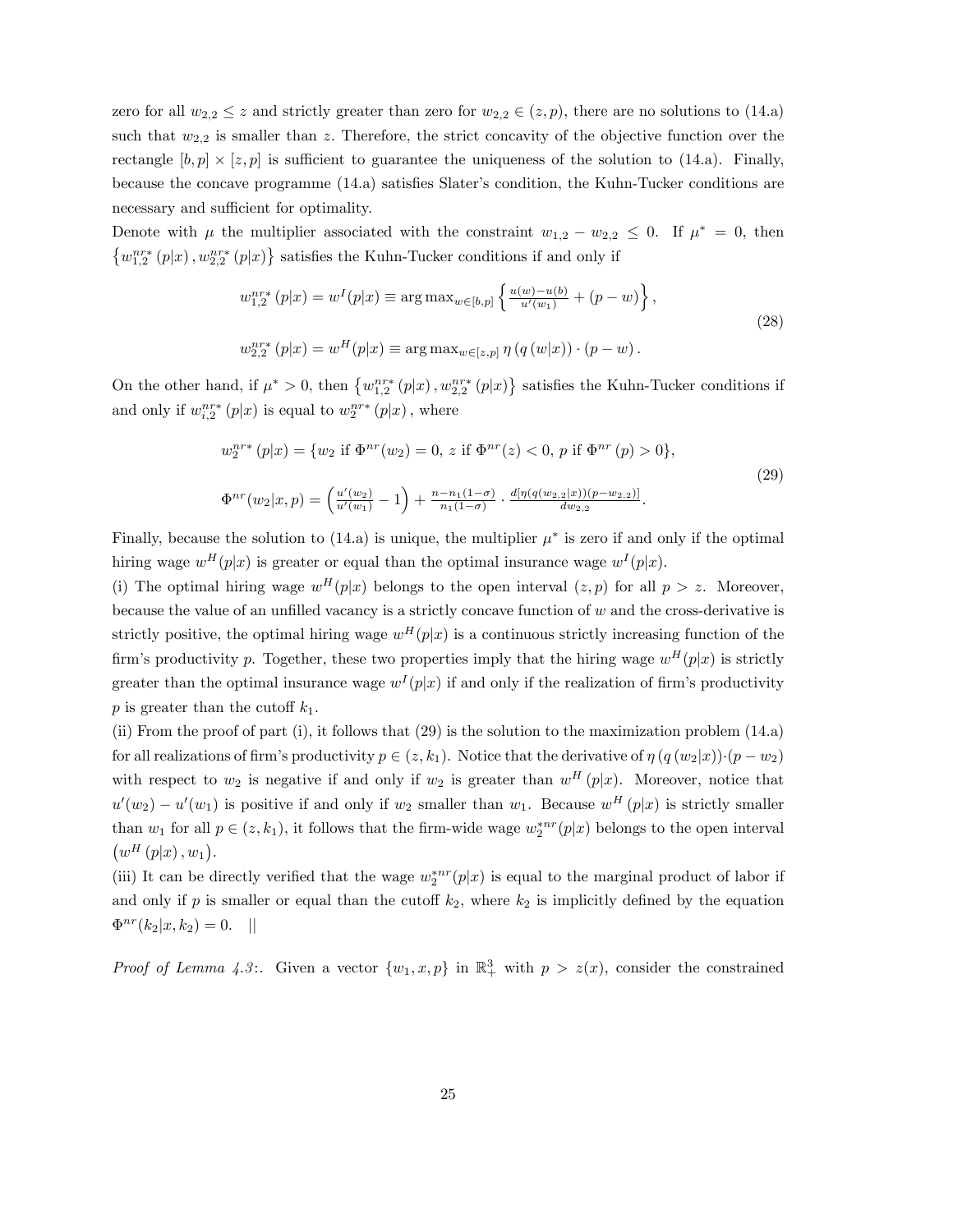zero for all $w_{2,2} \leq z$ and strictly greater than zero for $w_{2,2} \in (z, p)$, there are no solutions to (14.a) such that $w_{2,2}$ is smaller than $z$. Therefore, the strict concavity of the objective function over the rectangle $[b, p] \times [z, p]$ is sufficient to guarantee the uniqueness of the solution to (14.a). Finally, because the concave programme (14.a) satisfies Slater's condition, the Kuhn-Tucker conditions are necessary and sufficient for optimality.

Denote with $\mu$ the multiplier associated with the constraint $w_{1,2} - w_{2,2} \leq 0$. If $\mu^* = 0$, then $\{w_{1,2}^{nr*}(p|x), w_{2,2}^{nr*}(p|x)\}$ satisfies the Kuhn-Tucker conditions if and only if

$$
\begin{aligned}
w_{1,2}^{nr*}(p|x) &= w^I(p|x) \equiv \arg\max_{w \in [b,p]} \left\{ \tfrac{u(w)-u(b)}{u'(w_1)} + (p - w) \right\}, \\
w_{2,2}^{nr*}(p|x) &= w^H(p|x) \equiv \arg\max_{w \in [z,p]} \eta\left(q\left(w|x\right)\right) \cdot (p - w).
\end{aligned}
\tag{28}
$$

On the other hand, if $\mu^* > 0$, then $\{w_{1,2}^{nr*}(p|x), w_{2,2}^{nr*}(p|x)\}$ satisfies the Kuhn-Tucker conditions if and only if $w_{i,2}^{nr*}(p|x)$ is equal to $w_2^{nr*}(p|x)$, where

$$
\begin{aligned}
w_2^{nr*}(p|x) &= \{w_2 \text{ if } \Phi^{nr}(w_2) = 0, \; z \text{ if } \Phi^{nr}(z) < 0, \; p \text{ if } \Phi^{nr}(p) > 0\}, \\
\Phi^{nr}(w_2|x, p) &= \left(\tfrac{u'(w_2)}{u'(w_1)} - 1\right) + \tfrac{n - n_1(1-\sigma)}{n_1(1-\sigma)} \cdot \tfrac{d[\eta(q(w_{2,2}|x))(p - w_{2,2})]}{dw_{2,2}}.
\end{aligned}
\tag{29}
$$

Finally, because the solution to (14.a) is unique, the multiplier $\mu^*$ is zero if and only if the optimal hiring wage $w^H(p|x)$ is greater or equal than the optimal insurance wage $w^I(p|x)$.

(i) The optimal hiring wage $w^H(p|x)$ belongs to the open interval $(z, p)$ for all $p > z$. Moreover, because the value of an unfilled vacancy is a strictly concave function of $w$ and the cross-derivative is strictly positive, the optimal hiring wage $w^H(p|x)$ is a continuous strictly increasing function of the firm's productivity $p$. Together, these two properties imply that the hiring wage $w^H(p|x)$ is strictly greater than the optimal insurance wage $w^I(p|x)$ if and only if the realization of firm's productivity $p$ is greater than the cutoff $k_1$.

(ii) From the proof of part (i), it follows that (29) is the solution to the maximization problem (14.a) for all realizations of firm's productivity $p \in (z, k_1)$. Notice that the derivative of $\eta\left(q\left(w_2|x\right)\right) \cdot (p - w_2)$ with respect to $w_2$ is negative if and only if $w_2$ is greater than $w^H(p|x)$. Moreover, notice that $u'(w_2) - u'(w_1)$ is positive if and only if $w_2$ smaller than $w_1$. Because $w^H(p|x)$ is strictly smaller than $w_1$ for all $p \in (z, k_1)$, it follows that the firm-wide wage $w_2^{*nr}(p|x)$ belongs to the open interval $\left(w^H(p|x), w_1\right)$.

(iii) It can be directly verified that the wage $w_2^{*nr}(p|x)$ is equal to the marginal product of labor if and only if $p$ is smaller or equal than the cutoff $k_2$, where $k_2$ is implicitly defined by the equation $\Phi^{nr}(k_2|x, k_2) = 0$. ||

*Proof of Lemma 4.3*:. Given a vector $\{w_1, x, p\}$ in $\mathbb{R}^3_+$ with $p > z(x)$, consider the constrained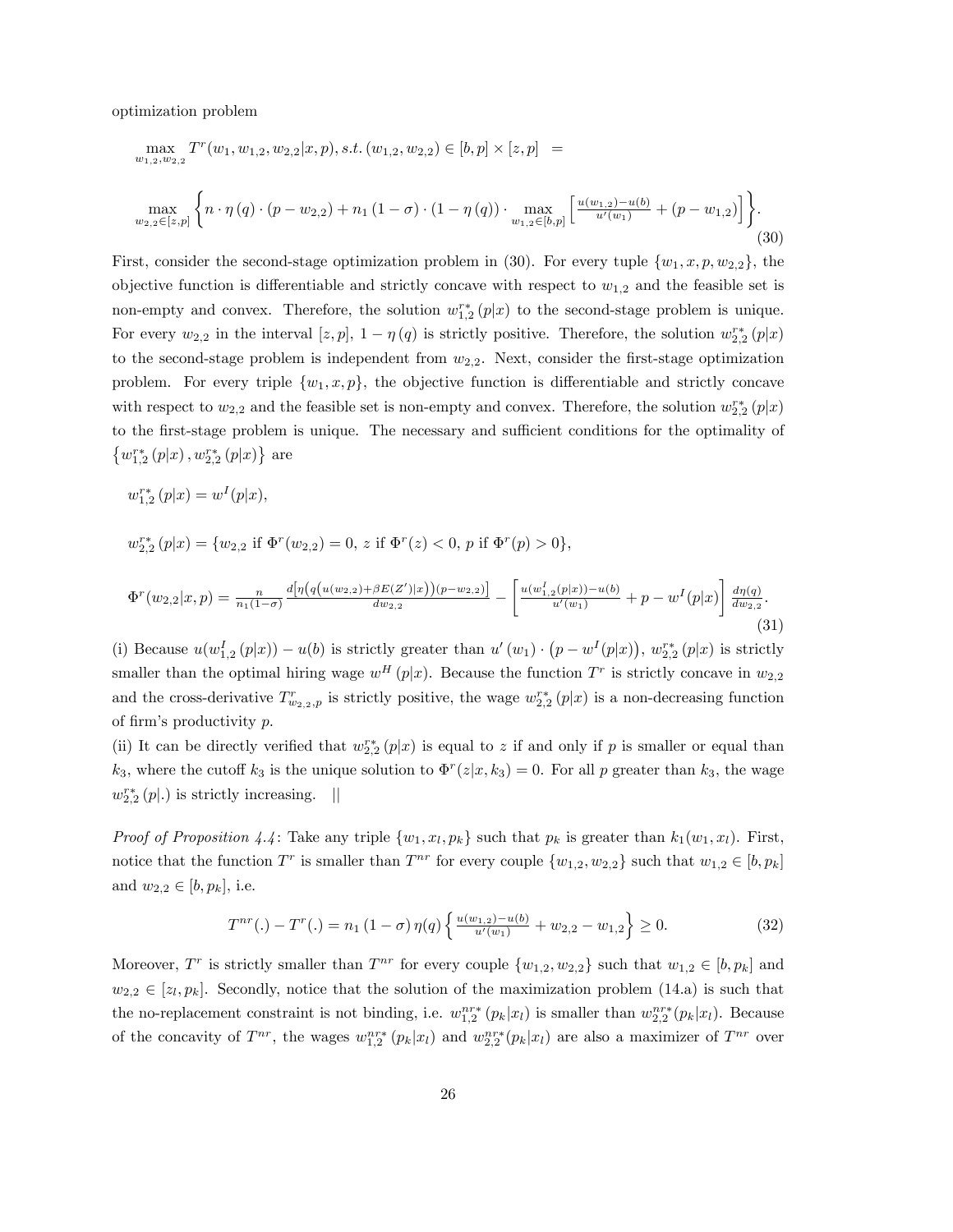optimization problem

$$
\max_{w_{1,2},w_{2,2}} T^r(w_1, w_{1,2}, w_{2,2}|x,p), s.t. (w_{1,2}, w_{2,2}) \in [b,p] \times [z,p] \ \ =
$$

$$
\max_{w_{2,2}\in[z,p]} \left\{ n \cdot \eta(q) \cdot (p - w_{2,2}) + n_1 (1-\sigma) \cdot (1-\eta(q)) \cdot \max_{w_{1,2}\in[b,p]} \left[ \tfrac{u(w_{1,2})-u(b)}{u'(w_1)} + (p - w_{1,2}) \right] \right\}. \tag{30}
$$

First, consider the second-stage optimization problem in (30). For every tuple $\{w_1, x, p, w_{2,2}\}$, the objective function is differentiable and strictly concave with respect to $w_{1,2}$ and the feasible set is non-empty and convex. Therefore, the solution $w_{1,2}^{r*}(p|x)$ to the second-stage problem is unique. For every $w_{2,2}$ in the interval $[z,p]$, $1-\eta(q)$ is strictly positive. Therefore, the solution $w_{2,2}^{r*}(p|x)$ to the second-stage problem is independent from $w_{2,2}$. Next, consider the first-stage optimization problem. For every triple $\{w_1, x, p\}$, the objective function is differentiable and strictly concave with respect to $w_{2,2}$ and the feasible set is non-empty and convex. Therefore, the solution $w_{2,2}^{r*}(p|x)$ to the first-stage problem is unique. The necessary and sufficient conditions for the optimality of $\{w_{1,2}^{r*}(p|x), w_{2,2}^{r*}(p|x)\}$ are

$$
w_{1,2}^{r*}(p|x) = w^I(p|x),
$$

$$
w_{2,2}^{r*}(p|x) = \{w_{2,2} \text{ if } \Phi^r(w_{2,2}) = 0,\ z \text{ if } \Phi^r(z) < 0,\ p \text{ if } \Phi^r(p) > 0\},
$$

$$
\Phi^r(w_{2,2}|x,p) = \tfrac{n}{n_1(1-\sigma)} \tfrac{d\left[\eta\left(q\left(u(w_{2,2})+\beta E(Z')|x\right)\right)(p-w_{2,2})\right]}{dw_{2,2}} - \left[\tfrac{u(w_{1,2}^I(p|x))-u(b)}{u'(w_1)} + p - w^I(p|x)\right] \tfrac{d\eta(q)}{dw_{2,2}}. \tag{31}
$$

(i) Because $u(w_{1,2}^I(p|x)) - u(b)$ is strictly greater than $u'(w_1)\cdot\left(p - w^I(p|x)\right)$, $w_{2,2}^{r*}(p|x)$ is strictly smaller than the optimal hiring wage $w^H(p|x)$. Because the function $T^r$ is strictly concave in $w_{2,2}$ and the cross-derivative $T^r_{w_{2,2},p}$ is strictly positive, the wage $w_{2,2}^{r*}(p|x)$ is a non-decreasing function of firm's productivity $p$.

(ii) It can be directly verified that $w_{2,2}^{r*}(p|x)$ is equal to $z$ if and only if $p$ is smaller or equal than $k_3$, where the cutoff $k_3$ is the unique solution to $\Phi^r(z|x,k_3) = 0$. For all $p$ greater than $k_3$, the wage $w_{2,2}^{r*}(p|.)$ is strictly increasing. ||

*Proof of Proposition 4.4*: Take any triple $\{w_1, x_l, p_k\}$ such that $p_k$ is greater than $k_1(w_1, x_l)$. First, notice that the function $T^r$ is smaller than $T^{nr}$ for every couple $\{w_{1,2}, w_{2,2}\}$ such that $w_{1,2} \in [b, p_k]$ and $w_{2,2} \in [b, p_k]$, i.e.

$$
T^{nr}(.) - T^r(.) = n_1 (1-\sigma)\, \eta(q) \left\{ \tfrac{u(w_{1,2})-u(b)}{u'(w_1)} + w_{2,2} - w_{1,2} \right\} \geq 0. \tag{32}
$$

Moreover, $T^r$ is strictly smaller than $T^{nr}$ for every couple $\{w_{1,2}, w_{2,2}\}$ such that $w_{1,2} \in [b, p_k]$ and $w_{2,2} \in [z_l, p_k]$. Secondly, notice that the solution of the maximization problem (14.a) is such that the no-replacement constraint is not binding, i.e. $w_{1,2}^{nr*}(p_k|x_l)$ is smaller than $w_{2,2}^{nr*}(p_k|x_l)$. Because of the concavity of $T^{nr}$, the wages $w_{1,2}^{nr*}(p_k|x_l)$ and $w_{2,2}^{nr*}(p_k|x_l)$ are also a maximizer of $T^{nr}$ over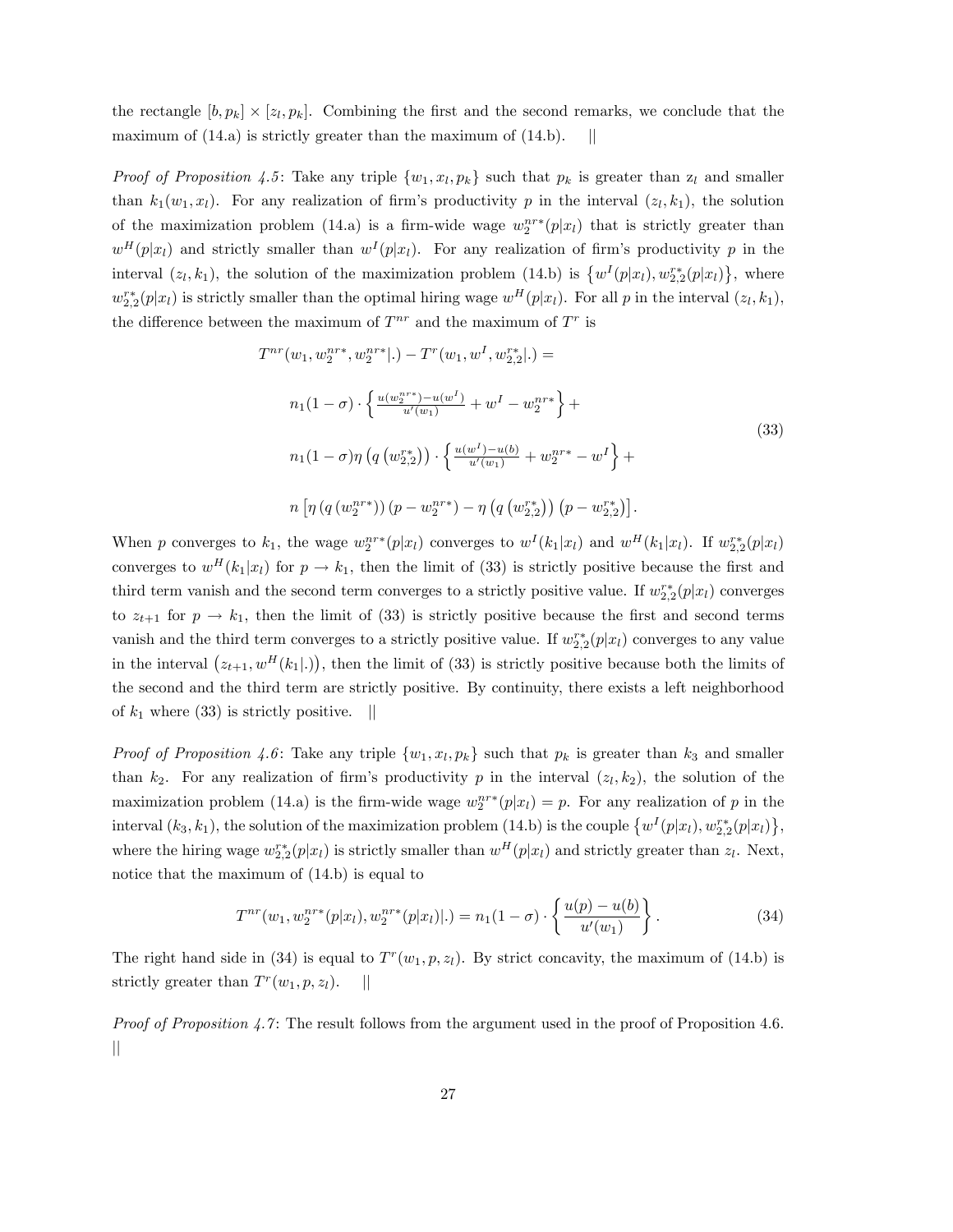the rectangle $[b, p_k] \times [z_l, p_k]$. Combining the first and the second remarks, we conclude that the maximum of (14.a) is strictly greater than the maximum of (14.b). ||

*Proof of Proposition 4.5*: Take any triple $\{w_1, x_l, p_k\}$ such that $p_k$ is greater than $z_l$ and smaller than $k_1(w_1, x_l)$. For any realization of firm's productivity $p$ in the interval $(z_l, k_1)$, the solution of the maximization problem (14.a) is a firm-wide wage $w_2^{nr*}(p|x_l)$ that is strictly greater than $w^H(p|x_l)$ and strictly smaller than $w^I(p|x_l)$. For any realization of firm's productivity $p$ in the interval $(z_l, k_1)$, the solution of the maximization problem (14.b) is $\{w^I(p|x_l), w_{2,2}^{r*}(p|x_l)\}$, where $w_{2,2}^{r*}(p|x_l)$ is strictly smaller than the optimal hiring wage $w^H(p|x_l)$. For all $p$ in the interval $(z_l, k_1)$, the difference between the maximum of $T^{nr}$ and the maximum of $T^r$ is

$$
\begin{aligned}
&T^{nr}(w_1, w_2^{nr*}, w_2^{nr*}|.) - T^r(w_1, w^I, w_{2,2}^{r*}|.) = \\
&n_1(1-\sigma) \cdot \left\{ \tfrac{u(w_2^{nr*}) - u(w^I)}{u'(w_1)} + w^I - w_2^{nr*} \right\} + \\
&n_1(1-\sigma)\eta\left(q\left(w_{2,2}^{r*}\right)\right) \cdot \left\{ \tfrac{u(w^I) - u(b)}{u'(w_1)} + w_2^{nr*} - w^I \right\} + \\
&n\left[\eta\left(q\left(w_2^{nr*}\right)\right)\left(p - w_2^{nr*}\right) - \eta\left(q\left(w_{2,2}^{r*}\right)\right)\left(p - w_{2,2}^{r*}\right)\right].
\end{aligned}
\tag{33}
$$

When $p$ converges to $k_1$, the wage $w_2^{nr*}(p|x_l)$ converges to $w^I(k_1|x_l)$ and $w^H(k_1|x_l)$. If $w_{2,2}^{r*}(p|x_l)$ converges to $w^H(k_1|x_l)$ for $p \to k_1$, then the limit of (33) is strictly positive because the first and third term vanish and the second term converges to a strictly positive value. If $w_{2,2}^{r*}(p|x_l)$ converges to $z_{t+1}$ for $p \to k_1$, then the limit of (33) is strictly positive because the first and second terms vanish and the third term converges to a strictly positive value. If $w_{2,2}^{r*}(p|x_l)$ converges to any value in the interval $\left(z_{t+1}, w^H(k_1|.)\right)$, then the limit of (33) is strictly positive because both the limits of the second and the third term are strictly positive. By continuity, there exists a left neighborhood of $k_1$ where (33) is strictly positive. ||

*Proof of Proposition 4.6*: Take any triple $\{w_1, x_l, p_k\}$ such that $p_k$ is greater than $k_3$ and smaller than $k_2$. For any realization of firm's productivity $p$ in the interval $(z_l, k_2)$, the solution of the maximization problem (14.a) is the firm-wide wage $w_2^{nr*}(p|x_l) = p$. For any realization of $p$ in the interval $(k_3, k_1)$, the solution of the maximization problem (14.b) is the couple $\{w^I(p|x_l), w_{2,2}^{r*}(p|x_l)\}$, where the hiring wage $w_{2,2}^{r*}(p|x_l)$ is strictly smaller than $w^H(p|x_l)$ and strictly greater than $z_l$. Next, notice that the maximum of (14.b) is equal to

$$
T^{nr}(w_1, w_2^{nr*}(p|x_l), w_2^{nr*}(p|x_l)|.) = n_1(1-\sigma) \cdot \left\{ \frac{u(p) - u(b)}{u'(w_1)} \right\}. \tag{34}
$$

The right hand side in (34) is equal to $T^r(w_1, p, z_l)$. By strict concavity, the maximum of (14.b) is strictly greater than $T^r(w_1, p, z_l)$. ||

*Proof of Proposition 4.7*: The result follows from the argument used in the proof of Proposition 4.6. ||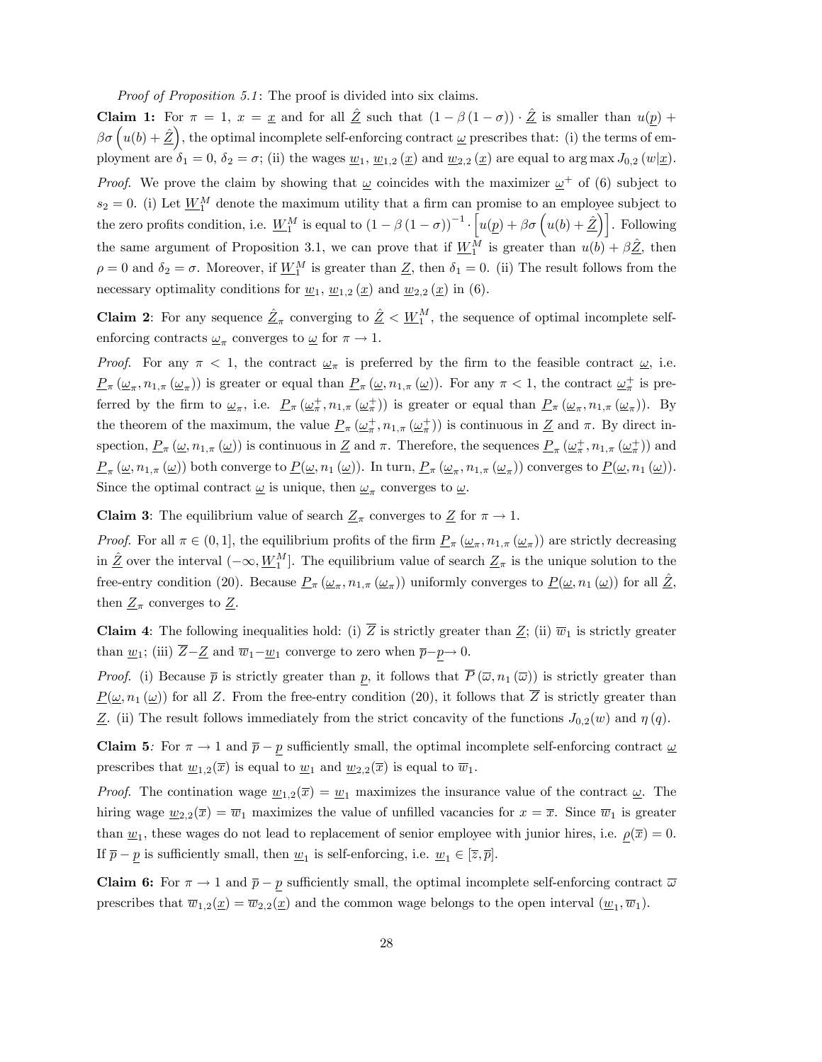*Proof of Proposition 5.1*: The proof is divided into six claims.

**Claim 1:** For $\pi = 1$, $x = \underline{x}$ and for all $\hat{\underline{Z}}$ such that $(1-\beta(1-\sigma)) \cdot \hat{\underline{Z}}$ is smaller than $u(\underline{p}) + \beta\sigma\left(u(b) + \hat{\underline{Z}}\right)$, the optimal incomplete self-enforcing contract $\underline{\omega}$ prescribes that: (i) the terms of employment are $\delta_1 = 0$, $\delta_2 = \sigma$; (ii) the wages $\underline{w}_1$, $\underline{w}_{1,2}(\underline{x})$ and $\underline{w}_{2,2}(\underline{x})$ are equal to $\arg\max J_{0,2}(w|\underline{x})$.

*Proof.* We prove the claim by showing that $\underline{\omega}$ coincides with the maximizer $\underline{\omega}^+$ of (6) subject to $s_2 = 0$. (i) Let $\underline{W}_1^M$ denote the maximum utility that a firm can promise to an employee subject to the zero profits condition, i.e. $\underline{W}_1^M$ is equal to $(1-\beta(1-\sigma))^{-1} \cdot \left[u(\underline{p}) + \beta\sigma\left(u(b) + \hat{\underline{Z}}\right)\right]$. Following the same argument of Proposition 3.1, we can prove that if $\underline{W}_1^M$ is greater than $u(b) + \beta\hat{\underline{Z}}$, then $\rho = 0$ and $\delta_2 = \sigma$. Moreover, if $\underline{W}_1^M$ is greater than $\underline{Z}$, then $\delta_1 = 0$. (ii) The result follows from the necessary optimality conditions for $\underline{w}_1$, $\underline{w}_{1,2}(\underline{x})$ and $\underline{w}_{2,2}(\underline{x})$ in (6).

**Claim 2**: For any sequence $\hat{\underline{Z}}_\pi$ converging to $\hat{\underline{Z}} < \underline{W}_1^M$, the sequence of optimal incomplete self-enforcing contracts $\underline{\omega}_\pi$ converges to $\underline{\omega}$ for $\pi \to 1$.

*Proof.* For any $\pi < 1$, the contract $\underline{\omega}_\pi$ is preferred by the firm to the feasible contract $\underline{\omega}$, i.e. $\underline{P}_\pi(\underline{\omega}_\pi, n_{1,\pi}(\underline{\omega}_\pi))$ is greater or equal than $\underline{P}_\pi(\underline{\omega}, n_{1,\pi}(\underline{\omega}))$. For any $\pi < 1$, the contract $\underline{\omega}_\pi^+$ is preferred by the firm to $\underline{\omega}_\pi$, i.e. $\underline{P}_\pi(\underline{\omega}_\pi^+, n_{1,\pi}(\underline{\omega}_\pi^+))$ is greater or equal than $\underline{P}_\pi(\underline{\omega}_\pi, n_{1,\pi}(\underline{\omega}_\pi))$. By the theorem of the maximum, the value $\underline{P}_\pi(\underline{\omega}_\pi^+, n_{1,\pi}(\underline{\omega}_\pi^+))$ is continuous in $\underline{Z}$ and $\pi$. By direct inspection, $\underline{P}_\pi(\underline{\omega}, n_{1,\pi}(\underline{\omega}))$ is continuous in $\underline{Z}$ and $\pi$. Therefore, the sequences $\underline{P}_\pi(\underline{\omega}_\pi^+, n_{1,\pi}(\underline{\omega}_\pi^+))$ and $\underline{P}_\pi(\underline{\omega}, n_{1,\pi}(\underline{\omega}))$ both converge to $\underline{P}(\underline{\omega}, n_1(\underline{\omega}))$. In turn, $\underline{P}_\pi(\underline{\omega}_\pi, n_{1,\pi}(\underline{\omega}_\pi))$ converges to $\underline{P}(\underline{\omega}, n_1(\underline{\omega}))$. Since the optimal contract $\underline{\omega}$ is unique, then $\underline{\omega}_\pi$ converges to $\underline{\omega}$.

**Claim 3**: The equilibrium value of search $\underline{Z}_\pi$ converges to $\underline{Z}$ for $\pi \to 1$.

*Proof.* For all $\pi \in (0,1]$, the equilibrium profits of the firm $\underline{P}_\pi(\underline{\omega}_\pi, n_{1,\pi}(\underline{\omega}_\pi))$ are strictly decreasing in $\hat{\underline{Z}}$ over the interval $(-\infty, \underline{W}_1^M]$. The equilibrium value of search $\underline{Z}_\pi$ is the unique solution to the free-entry condition (20). Because $\underline{P}_\pi(\underline{\omega}_\pi, n_{1,\pi}(\underline{\omega}_\pi))$ uniformly converges to $\underline{P}(\underline{\omega}, n_1(\underline{\omega}))$ for all $\hat{\underline{Z}}$, then $\underline{Z}_\pi$ converges to $\underline{Z}$.

**Claim 4**: The following inequalities hold: (i) $\overline{Z}$ is strictly greater than $\underline{Z}$; (ii) $\overline{w}_1$ is strictly greater than $\underline{w}_1$; (iii) $\overline{Z}-\underline{Z}$ and $\overline{w}_1-\underline{w}_1$ converge to zero when $\overline{p}-\underline{p} \to 0$.

*Proof.* (i) Because $\overline{p}$ is strictly greater than $\underline{p}$, it follows that $\overline{P}(\overline{\omega}, n_1(\overline{\omega}))$ is strictly greater than $\underline{P}(\underline{\omega}, n_1(\underline{\omega}))$ for all $Z$. From the free-entry condition (20), it follows that $\overline{Z}$ is strictly greater than $\underline{Z}$. (ii) The result follows immediately from the strict concavity of the functions $J_{0,2}(w)$ and $\eta(q)$.

**Claim 5***:* For $\pi \to 1$ and $\overline{p} - \underline{p}$ sufficiently small, the optimal incomplete self-enforcing contract $\underline{\omega}$ prescribes that $\underline{w}_{1,2}(\overline{x})$ is equal to $\underline{w}_1$ and $\underline{w}_{2,2}(\overline{x})$ is equal to $\overline{w}_1$.

*Proof.* The contination wage $\underline{w}_{1,2}(\overline{x}) = \underline{w}_1$ maximizes the insurance value of the contract $\underline{\omega}$. The hiring wage $\underline{w}_{2,2}(\overline{x}) = \overline{w}_1$ maximizes the value of unfilled vacancies for $x = \overline{x}$. Since $\overline{w}_1$ is greater than $\underline{w}_1$, these wages do not lead to replacement of senior employee with junior hires, i.e. $\underline{\rho}(\overline{x}) = 0$. If $\overline{p} - \underline{p}$ is sufficiently small, then $\underline{w}_1$ is self-enforcing, i.e. $\underline{w}_1 \in [\overline{z}, \overline{p}]$.

**Claim 6:** For $\pi \to 1$ and $\overline{p} - \underline{p}$ sufficiently small, the optimal incomplete self-enforcing contract $\overline{\omega}$ prescribes that $\overline{w}_{1,2}(\underline{x}) = \overline{w}_{2,2}(\underline{x})$ and the common wage belongs to the open interval $(\underline{w}_1, \overline{w}_1)$.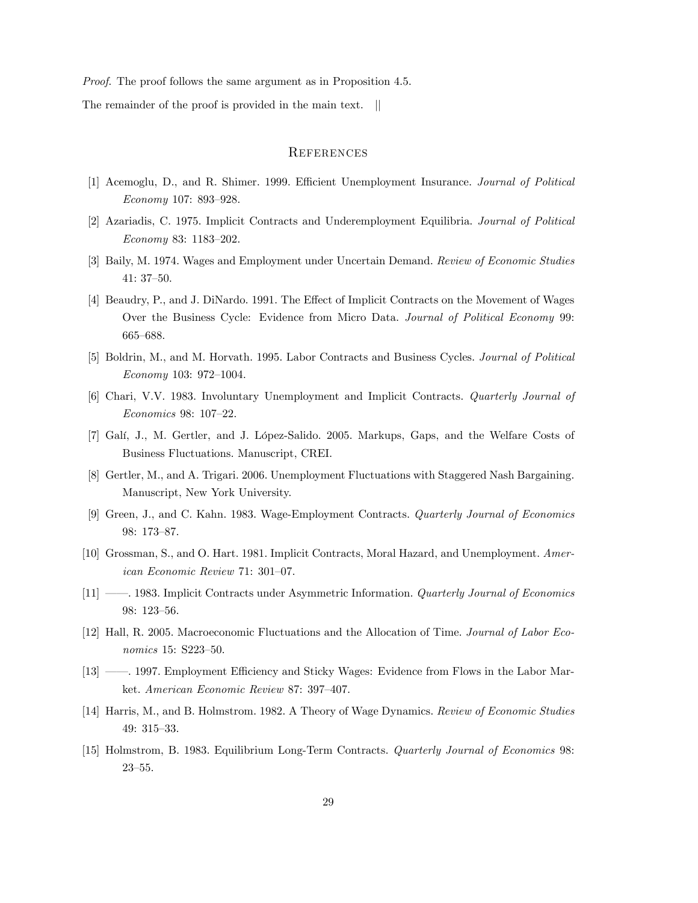*Proof.* The proof follows the same argument as in Proposition 4.5.

The remainder of the proof is provided in the main text. ||

## References

[1] Acemoglu, D., and R. Shimer. 1999. Efficient Unemployment Insurance. *Journal of Political Economy* 107: 893–928.

[2] Azariadis, C. 1975. Implicit Contracts and Underemployment Equilibria. *Journal of Political Economy* 83: 1183–202.

[3] Baily, M. 1974. Wages and Employment under Uncertain Demand. *Review of Economic Studies* 41: 37–50.

[4] Beaudry, P., and J. DiNardo. 1991. The Effect of Implicit Contracts on the Movement of Wages Over the Business Cycle: Evidence from Micro Data. *Journal of Political Economy* 99: 665–688.

[5] Boldrin, M., and M. Horvath. 1995. Labor Contracts and Business Cycles. *Journal of Political Economy* 103: 972–1004.

[6] Chari, V.V. 1983. Involuntary Unemployment and Implicit Contracts. *Quarterly Journal of Economics* 98: 107–22.

[7] Galí, J., M. Gertler, and J. López-Salido. 2005. Markups, Gaps, and the Welfare Costs of Business Fluctuations. Manuscript, CREI.

[8] Gertler, M., and A. Trigari. 2006. Unemployment Fluctuations with Staggered Nash Bargaining. Manuscript, New York University.

[9] Green, J., and C. Kahn. 1983. Wage-Employment Contracts. *Quarterly Journal of Economics* 98: 173–87.

[10] Grossman, S., and O. Hart. 1981. Implicit Contracts, Moral Hazard, and Unemployment. *American Economic Review* 71: 301–07.

[11] ——. 1983. Implicit Contracts under Asymmetric Information. *Quarterly Journal of Economics* 98: 123–56.

[12] Hall, R. 2005. Macroeconomic Fluctuations and the Allocation of Time. *Journal of Labor Economics* 15: S223–50.

[13] ——. 1997. Employment Efficiency and Sticky Wages: Evidence from Flows in the Labor Market. *American Economic Review* 87: 397–407.

[14] Harris, M., and B. Holmstrom. 1982. A Theory of Wage Dynamics. *Review of Economic Studies* 49: 315–33.

[15] Holmstrom, B. 1983. Equilibrium Long-Term Contracts. *Quarterly Journal of Economics* 98: 23–55.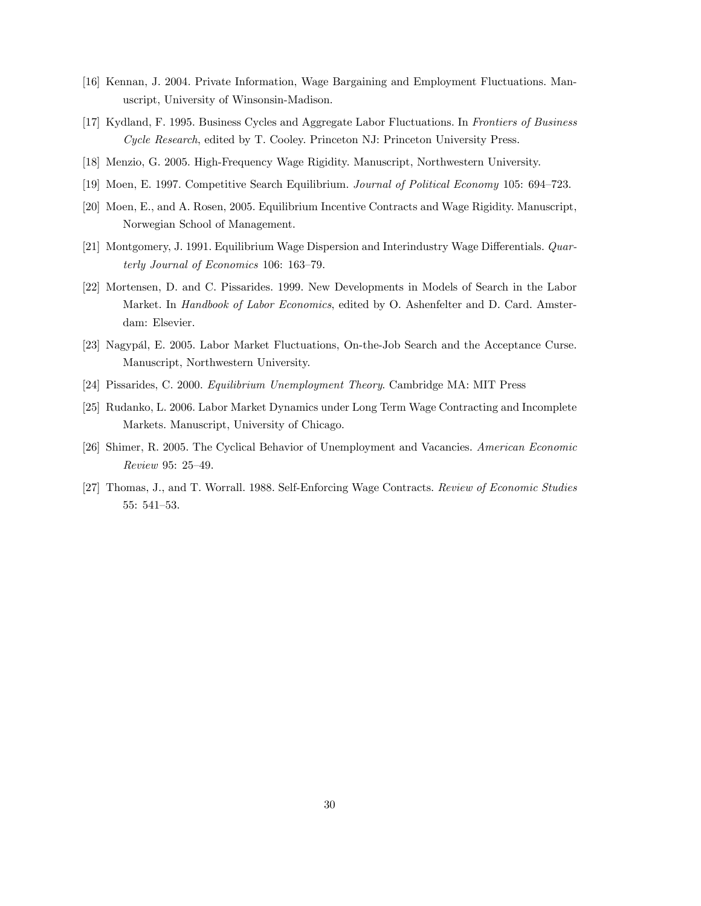[16] Kennan, J. 2004. Private Information, Wage Bargaining and Employment Fluctuations. Manuscript, University of Winsonsin-Madison.

[17] Kydland, F. 1995. Business Cycles and Aggregate Labor Fluctuations. In *Frontiers of Business Cycle Research*, edited by T. Cooley. Princeton NJ: Princeton University Press.

[18] Menzio, G. 2005. High-Frequency Wage Rigidity. Manuscript, Northwestern University.

[19] Moen, E. 1997. Competitive Search Equilibrium. *Journal of Political Economy* 105: 694–723.

[20] Moen, E., and A. Rosen, 2005. Equilibrium Incentive Contracts and Wage Rigidity. Manuscript, Norwegian School of Management.

[21] Montgomery, J. 1991. Equilibrium Wage Dispersion and Interindustry Wage Differentials. *Quarterly Journal of Economics* 106: 163–79.

[22] Mortensen, D. and C. Pissarides. 1999. New Developments in Models of Search in the Labor Market. In *Handbook of Labor Economics*, edited by O. Ashenfelter and D. Card. Amsterdam: Elsevier.

[23] Nagypál, E. 2005. Labor Market Fluctuations, On-the-Job Search and the Acceptance Curse. Manuscript, Northwestern University.

[24] Pissarides, C. 2000. *Equilibrium Unemployment Theory*. Cambridge MA: MIT Press

[25] Rudanko, L. 2006. Labor Market Dynamics under Long Term Wage Contracting and Incomplete Markets. Manuscript, University of Chicago.

[26] Shimer, R. 2005. The Cyclical Behavior of Unemployment and Vacancies. *American Economic Review* 95: 25–49.

[27] Thomas, J., and T. Worrall. 1988. Self-Enforcing Wage Contracts. *Review of Economic Studies* 55: 541–53.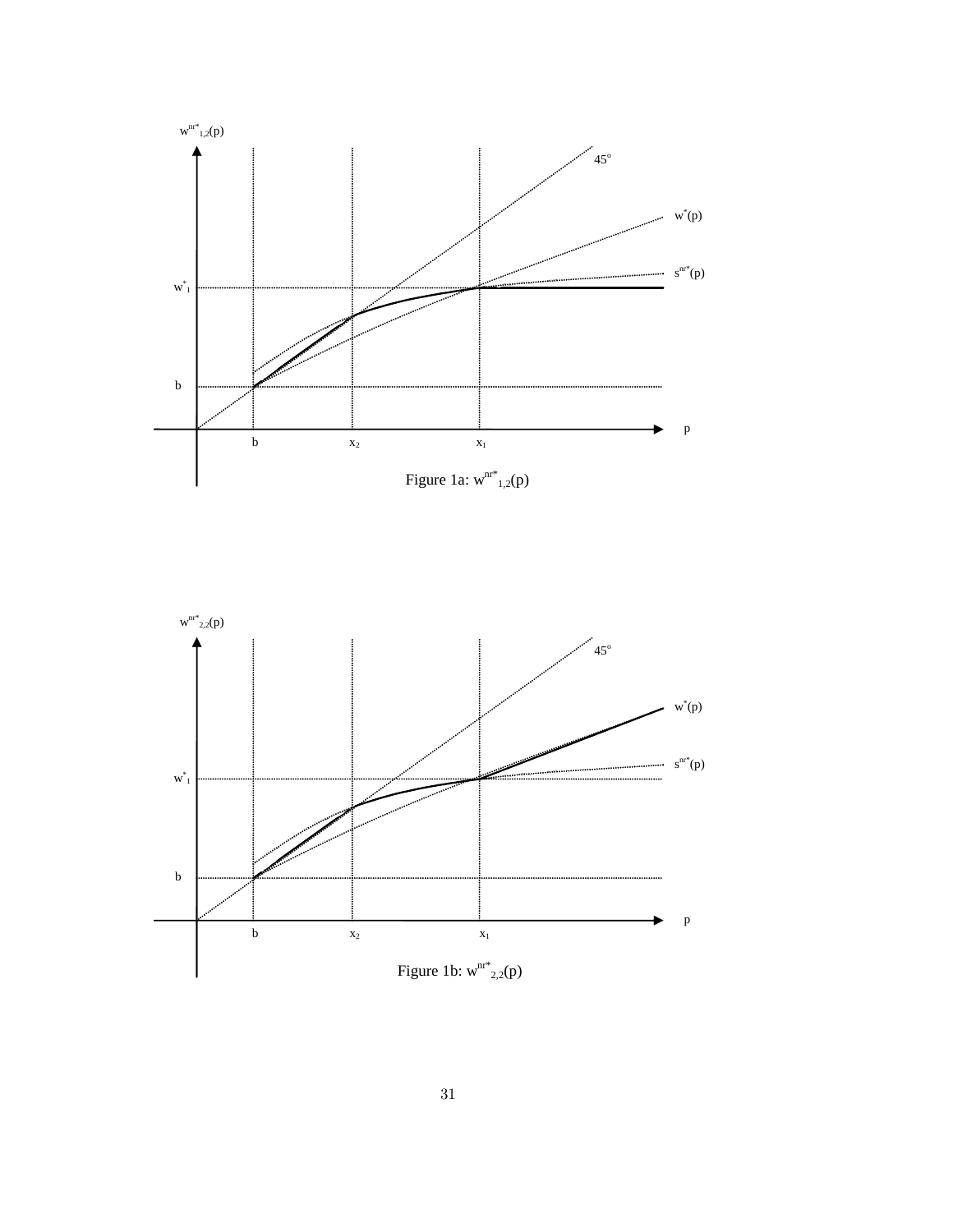Figure 1a: $w^{nr*}_{1,2}(p)$

Figure 1b: $w^{nr*}_{2,2}(p)$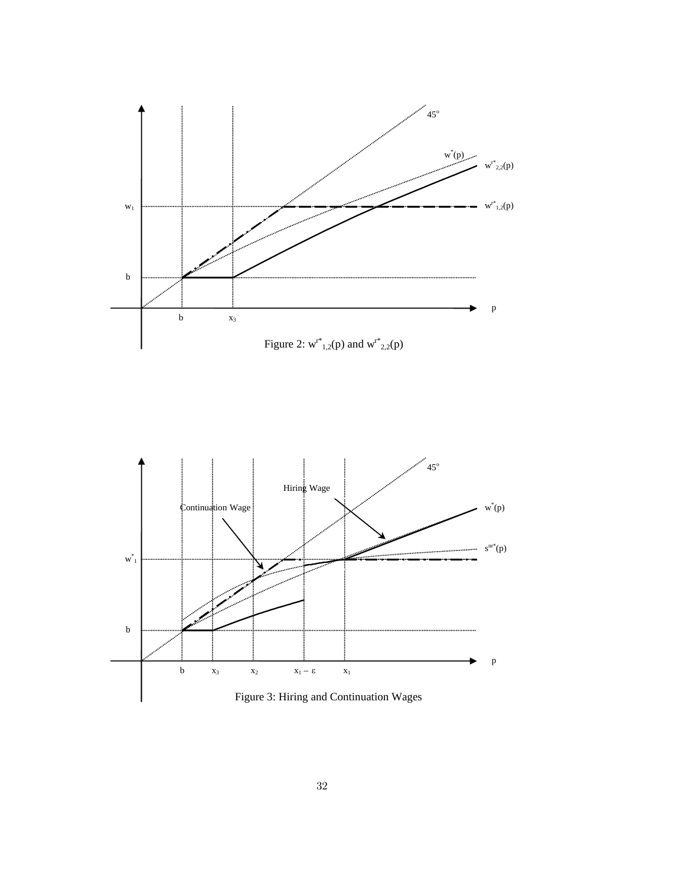45°

$w^*(p)$

$w^{r*}_{2,2}(p)$

$w_1$

$w^{r*}_{1,2}(p)$

b

p

b

$x_3$

Figure 2: $w^{r*}_{1,2}(p)$ and $w^{r*}_{2,2}(p)$

45°

Hiring Wage

Continuation Wage

$w^*(p)$

$s^{nr*}(p)$

$w^*_1$

b

p

b

$x_3$

$x_2$

$x_1 - \varepsilon$

$x_1$

Figure 3: Hiring and Continuation Wages